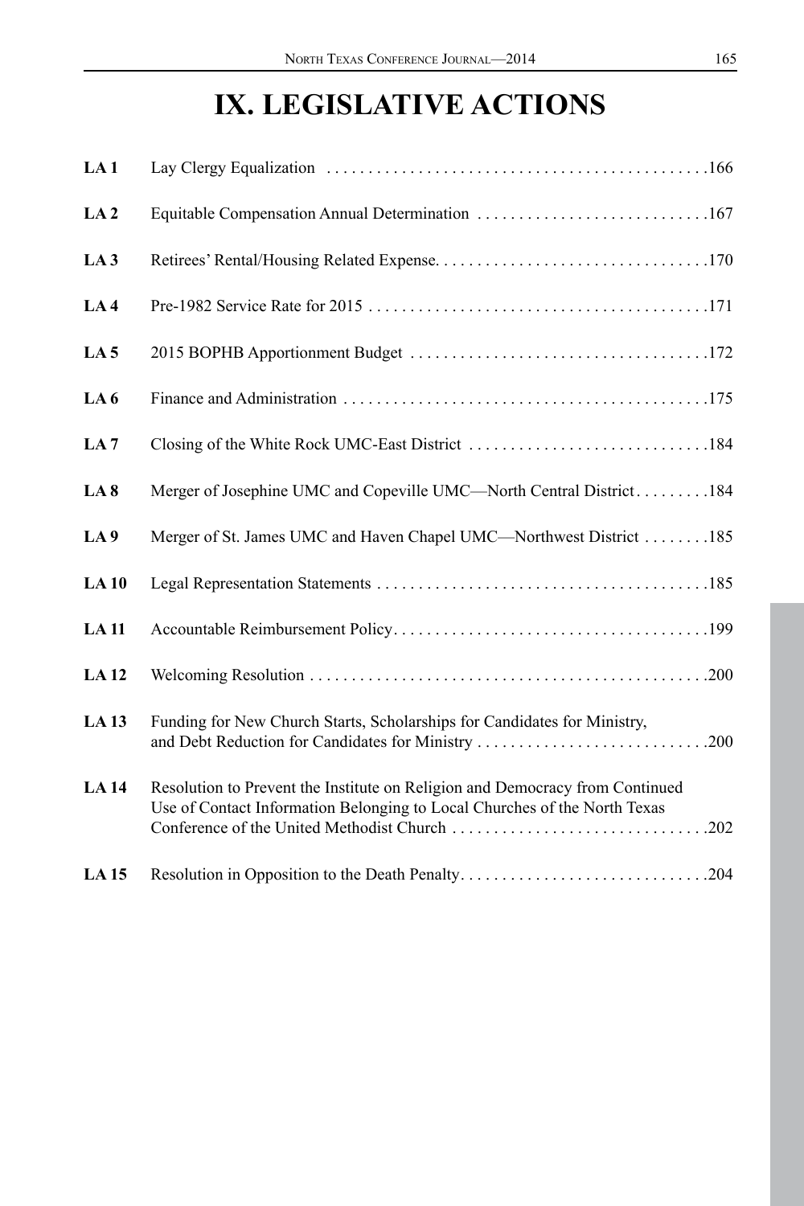# IX. LEGISLATIVE ACTIONS

| | | |
|---|---|---|
| **LA 1** | Lay Clergy Equalization | 166 |
| **LA 2** | Equitable Compensation Annual Determination | 167 |
| **LA 3** | Retirees' Rental/Housing Related Expense | 170 |
| **LA 4** | Pre-1982 Service Rate for 2015 | 171 |
| **LA 5** | 2015 BOPHB Apportionment Budget | 172 |
| **LA 6** | Finance and Administration | 175 |
| **LA 7** | Closing of the White Rock UMC-East District | 184 |
| **LA 8** | Merger of Josephine UMC and Copeville UMC—North Central District | 184 |
| **LA 9** | Merger of St. James UMC and Haven Chapel UMC—Northwest District | 185 |
| **LA 10** | Legal Representation Statements | 185 |
| **LA 11** | Accountable Reimbursement Policy | 199 |
| **LA 12** | Welcoming Resolution | 200 |
| **LA 13** | Funding for New Church Starts, Scholarships for Candidates for Ministry, and Debt Reduction for Candidates for Ministry | 200 |
| **LA 14** | Resolution to Prevent the Institute on Religion and Democracy from Continued Use of Contact Information Belonging to Local Churches of the North Texas Conference of the United Methodist Church | 202 |
| **LA 15** | Resolution in Opposition to the Death Penalty | 204 |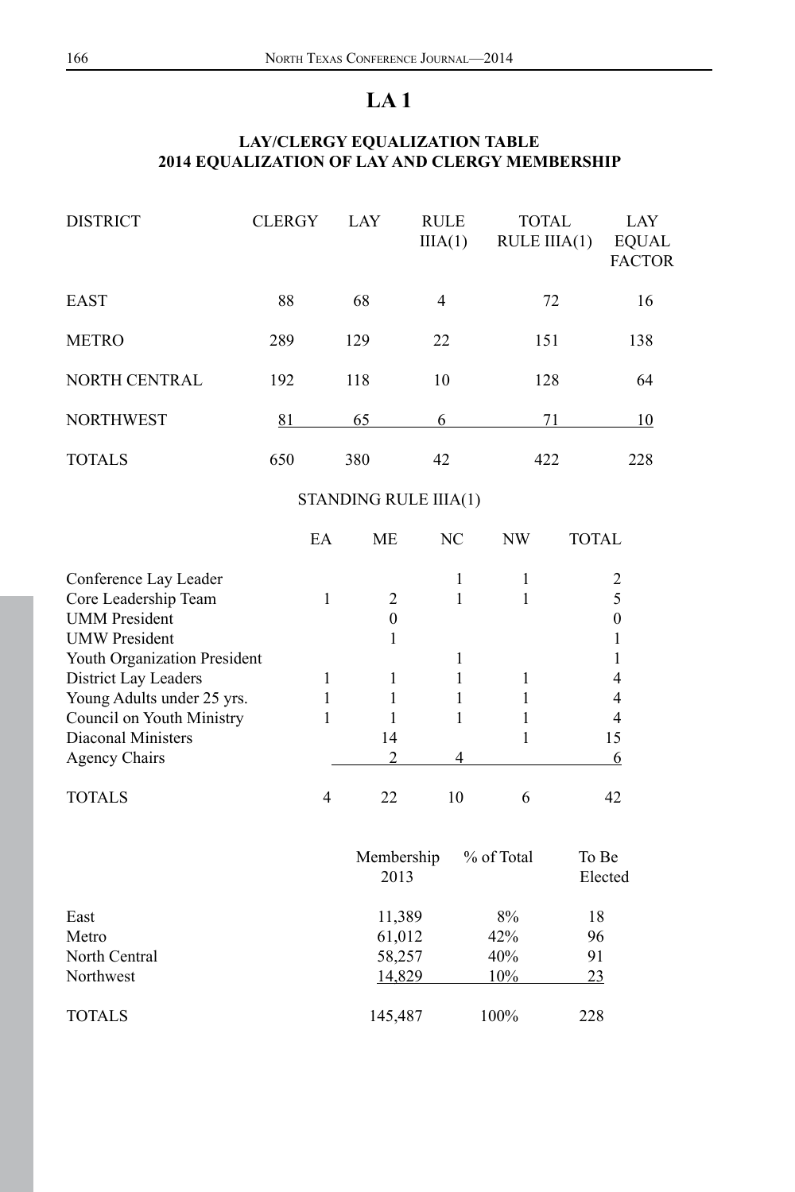# LA 1

### LAY/CLERGY EQUALIZATION TABLE
### 2014 EQUALIZATION OF LAY AND CLERGY MEMBERSHIP

| DISTRICT | CLERGY | LAY | RULE IIIA(1) | TOTAL RULE IIIA(1) | LAY EQUAL FACTOR |
|---|---|---|---|---|---|
| EAST | 88 | 68 | 4 | 72 | 16 |
| METRO | 289 | 129 | 22 | 151 | 138 |
| NORTH CENTRAL | 192 | 118 | 10 | 128 | 64 |
| NORTHWEST | 81 | 65 | 6 | 71 | 10 |
| TOTALS | 650 | 380 | 42 | 422 | 228 |

STANDING RULE IIIA(1)

| | EA | ME | NC | NW | TOTAL |
|---|---|---|---|---|---|
| Conference Lay Leader | | | 1 | 1 | 2 |
| Core Leadership Team | 1 | 2 | 1 | 1 | 5 |
| UMM President | | 0 | | | 0 |
| UMW President | | 1 | | | 1 |
| Youth Organization President | | | 1 | | 1 |
| District Lay Leaders | 1 | 1 | 1 | 1 | 4 |
| Young Adults under 25 yrs. | 1 | 1 | 1 | 1 | 4 |
| Council on Youth Ministry | 1 | 1 | 1 | 1 | 4 |
| Diaconal Ministers | | 14 | | 1 | 15 |
| Agency Chairs | | 2 | 4 | | 6 |
| TOTALS | 4 | 22 | 10 | 6 | 42 |

| | Membership 2013 | % of Total | To Be Elected |
|---|---|---|---|
| East | 11,389 | 8% | 18 |
| Metro | 61,012 | 42% | 96 |
| North Central | 58,257 | 40% | 91 |
| Northwest | 14,829 | 10% | 23 |
| TOTALS | 145,487 | 100% | 228 |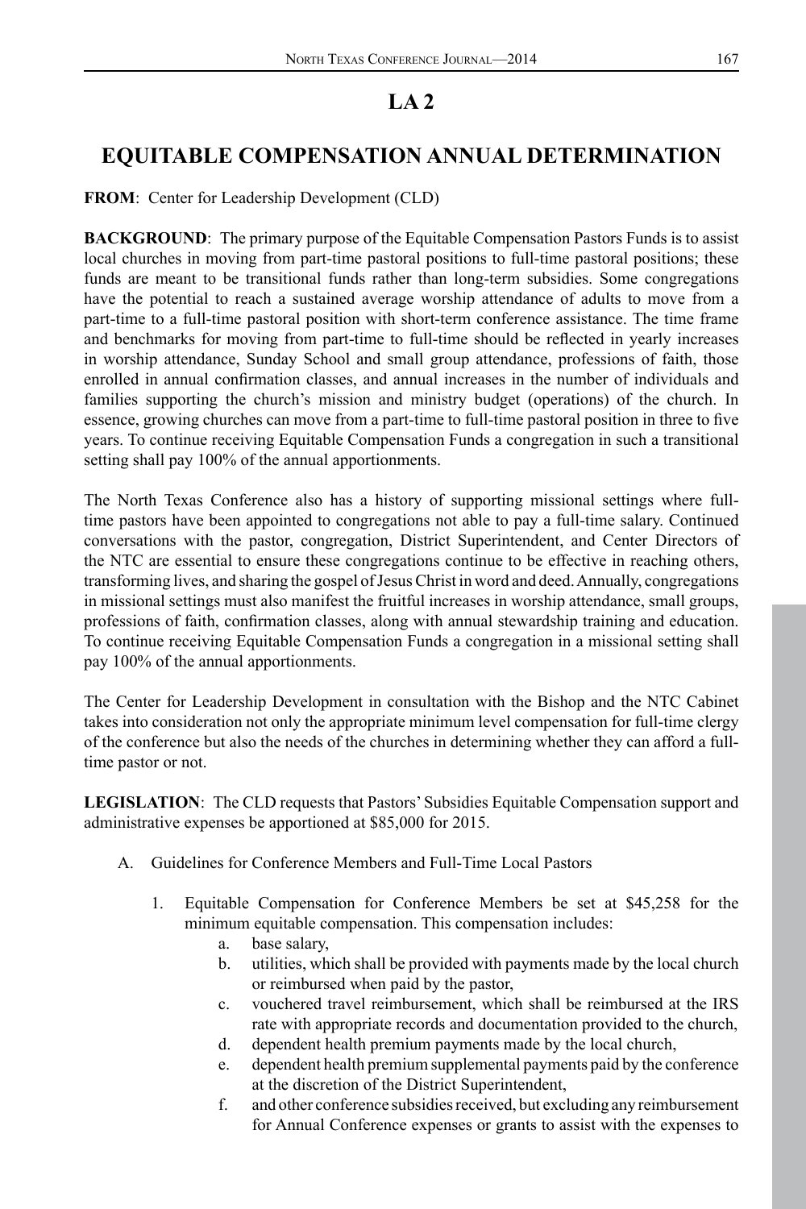# LA 2

## EQUITABLE COMPENSATION ANNUAL DETERMINATION

**FROM**: Center for Leadership Development (CLD)

**BACKGROUND**: The primary purpose of the Equitable Compensation Pastors Funds is to assist local churches in moving from part-time pastoral positions to full-time pastoral positions; these funds are meant to be transitional funds rather than long-term subsidies. Some congregations have the potential to reach a sustained average worship attendance of adults to move from a part-time to a full-time pastoral position with short-term conference assistance. The time frame and benchmarks for moving from part-time to full-time should be reflected in yearly increases in worship attendance, Sunday School and small group attendance, professions of faith, those enrolled in annual confirmation classes, and annual increases in the number of individuals and families supporting the church's mission and ministry budget (operations) of the church. In essence, growing churches can move from a part-time to full-time pastoral position in three to five years. To continue receiving Equitable Compensation Funds a congregation in such a transitional setting shall pay 100% of the annual apportionments.

The North Texas Conference also has a history of supporting missional settings where full-time pastors have been appointed to congregations not able to pay a full-time salary. Continued conversations with the pastor, congregation, District Superintendent, and Center Directors of the NTC are essential to ensure these congregations continue to be effective in reaching others, transforming lives, and sharing the gospel of Jesus Christ in word and deed. Annually, congregations in missional settings must also manifest the fruitful increases in worship attendance, small groups, professions of faith, confirmation classes, along with annual stewardship training and education. To continue receiving Equitable Compensation Funds a congregation in a missional setting shall pay 100% of the annual apportionments.

The Center for Leadership Development in consultation with the Bishop and the NTC Cabinet takes into consideration not only the appropriate minimum level compensation for full-time clergy of the conference but also the needs of the churches in determining whether they can afford a full-time pastor or not.

**LEGISLATION**: The CLD requests that Pastors' Subsidies Equitable Compensation support and administrative expenses be apportioned at $85,000 for 2015.

A. Guidelines for Conference Members and Full-Time Local Pastors

   1. Equitable Compensation for Conference Members be set at $45,258 for the minimum equitable compensation. This compensation includes:
      a. base salary,
      b. utilities, which shall be provided with payments made by the local church or reimbursed when paid by the pastor,
      c. vouchered travel reimbursement, which shall be reimbursed at the IRS rate with appropriate records and documentation provided to the church,
      d. dependent health premium payments made by the local church,
      e. dependent health premium supplemental payments paid by the conference at the discretion of the District Superintendent,
      f. and other conference subsidies received, but excluding any reimbursement for Annual Conference expenses or grants to assist with the expenses to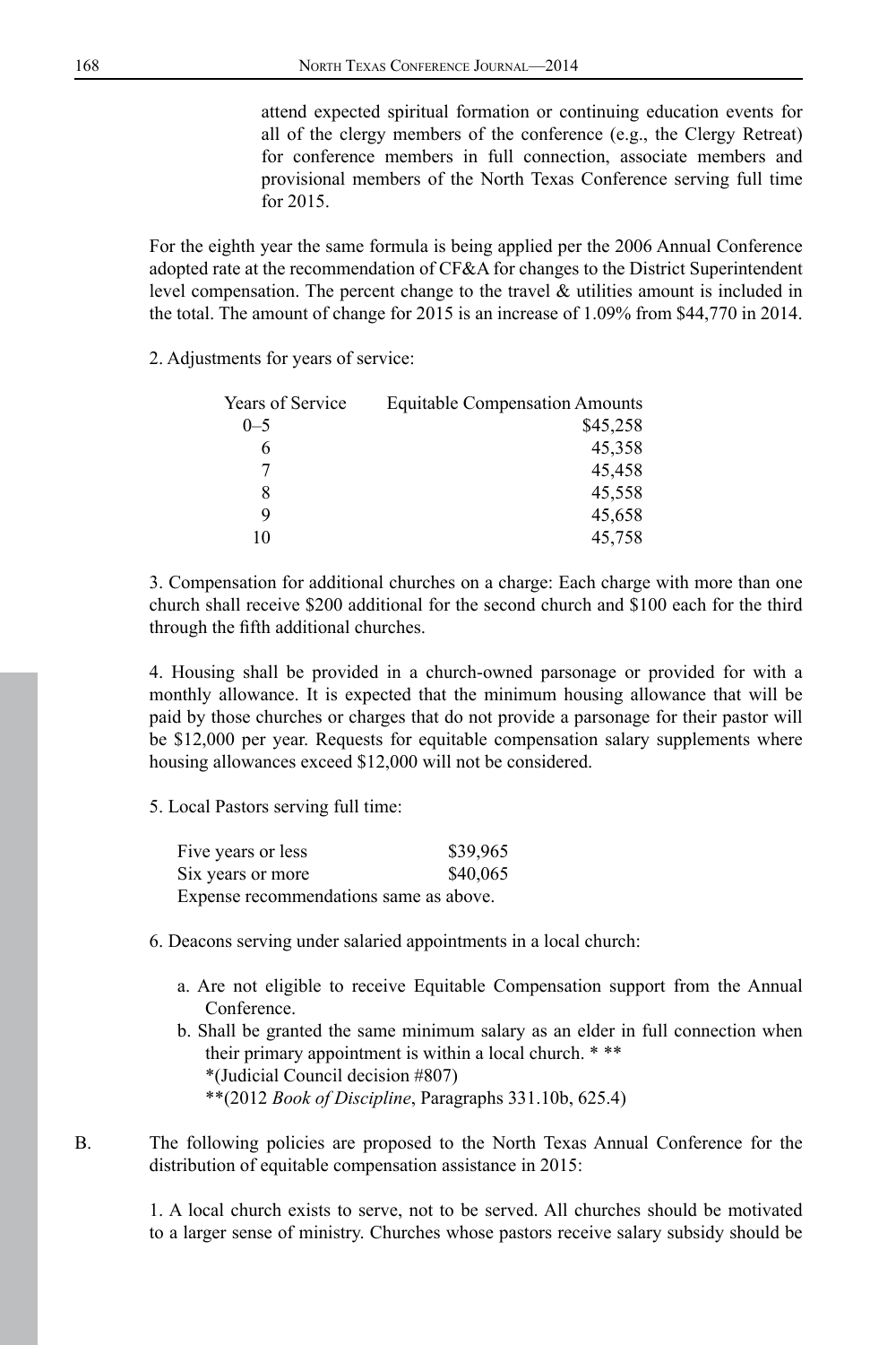attend expected spiritual formation or continuing education events for all of the clergy members of the conference (e.g., the Clergy Retreat) for conference members in full connection, associate members and provisional members of the North Texas Conference serving full time for 2015.

For the eighth year the same formula is being applied per the 2006 Annual Conference adopted rate at the recommendation of CF&A for changes to the District Superintendent level compensation. The percent change to the travel & utilities amount is included in the total. The amount of change for 2015 is an increase of 1.09% from $44,770 in 2014.

2. Adjustments for years of service:

| Years of Service | Equitable Compensation Amounts |
|---|---:|
| 0–5 | $45,258 |
| 6 | 45,358 |
| 7 | 45,458 |
| 8 | 45,558 |
| 9 | 45,658 |
| 10 | 45,758 |

3. Compensation for additional churches on a charge: Each charge with more than one church shall receive $200 additional for the second church and $100 each for the third through the fifth additional churches.

4. Housing shall be provided in a church-owned parsonage or provided for with a monthly allowance. It is expected that the minimum housing allowance that will be paid by those churches or charges that do not provide a parsonage for their pastor will be $12,000 per year. Requests for equitable compensation salary supplements where housing allowances exceed $12,000 will not be considered.

5. Local Pastors serving full time:

| | |
|---|---|
| Five years or less | $39,965 |
| Six years or more | $40,065 |

Expense recommendations same as above.

6. Deacons serving under salaried appointments in a local church:

a. Are not eligible to receive Equitable Compensation support from the Annual Conference.

b. Shall be granted the same minimum salary as an elder in full connection when their primary appointment is within a local church. * **
*(Judicial Council decision #807)
**(2012 *Book of Discipline*, Paragraphs 331.10b, 625.4)

B. The following policies are proposed to the North Texas Annual Conference for the distribution of equitable compensation assistance in 2015:

1. A local church exists to serve, not to be served. All churches should be motivated to a larger sense of ministry. Churches whose pastors receive salary subsidy should be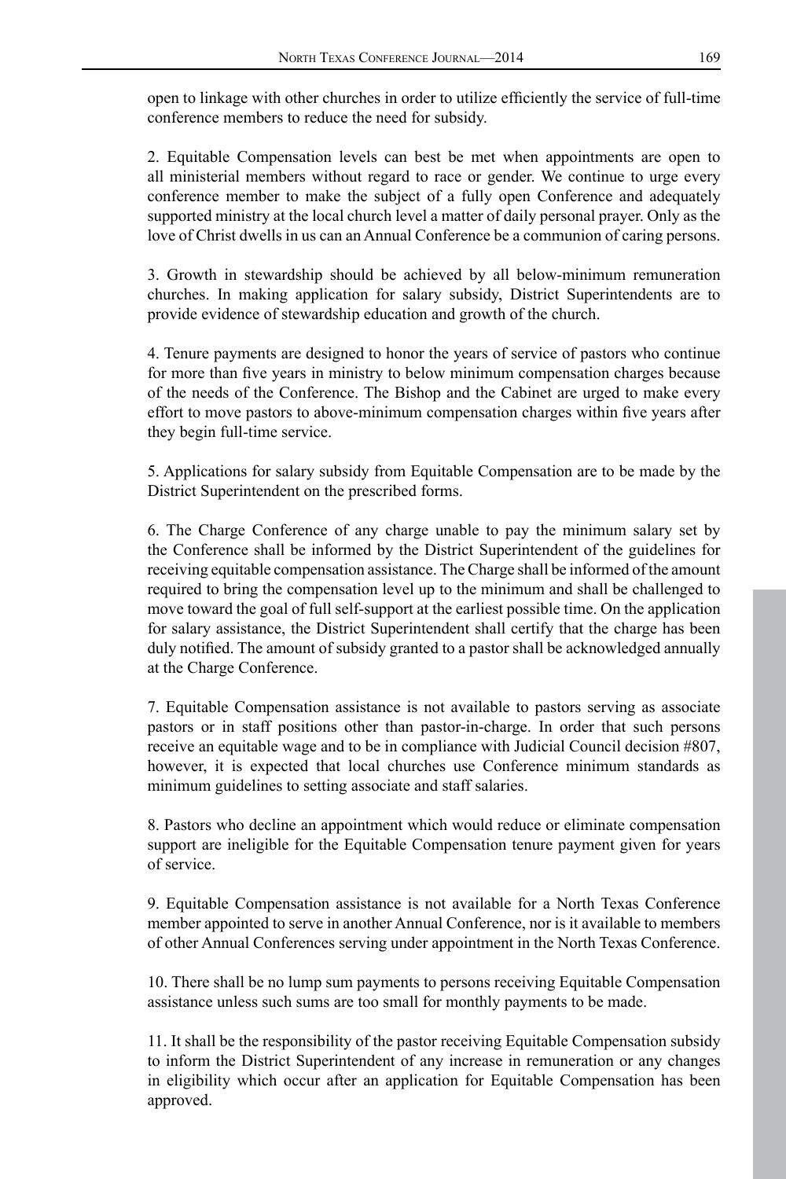open to linkage with other churches in order to utilize efficiently the service of full-time conference members to reduce the need for subsidy.

2. Equitable Compensation levels can best be met when appointments are open to all ministerial members without regard to race or gender. We continue to urge every conference member to make the subject of a fully open Conference and adequately supported ministry at the local church level a matter of daily personal prayer. Only as the love of Christ dwells in us can an Annual Conference be a communion of caring persons.

3. Growth in stewardship should be achieved by all below-minimum remuneration churches. In making application for salary subsidy, District Superintendents are to provide evidence of stewardship education and growth of the church.

4. Tenure payments are designed to honor the years of service of pastors who continue for more than five years in ministry to below minimum compensation charges because of the needs of the Conference. The Bishop and the Cabinet are urged to make every effort to move pastors to above-minimum compensation charges within five years after they begin full-time service.

5. Applications for salary subsidy from Equitable Compensation are to be made by the District Superintendent on the prescribed forms.

6. The Charge Conference of any charge unable to pay the minimum salary set by the Conference shall be informed by the District Superintendent of the guidelines for receiving equitable compensation assistance. The Charge shall be informed of the amount required to bring the compensation level up to the minimum and shall be challenged to move toward the goal of full self-support at the earliest possible time. On the application for salary assistance, the District Superintendent shall certify that the charge has been duly notified. The amount of subsidy granted to a pastor shall be acknowledged annually at the Charge Conference.

7. Equitable Compensation assistance is not available to pastors serving as associate pastors or in staff positions other than pastor-in-charge. In order that such persons receive an equitable wage and to be in compliance with Judicial Council decision #807, however, it is expected that local churches use Conference minimum standards as minimum guidelines to setting associate and staff salaries.

8. Pastors who decline an appointment which would reduce or eliminate compensation support are ineligible for the Equitable Compensation tenure payment given for years of service.

9. Equitable Compensation assistance is not available for a North Texas Conference member appointed to serve in another Annual Conference, nor is it available to members of other Annual Conferences serving under appointment in the North Texas Conference.

10. There shall be no lump sum payments to persons receiving Equitable Compensation assistance unless such sums are too small for monthly payments to be made.

11. It shall be the responsibility of the pastor receiving Equitable Compensation subsidy to inform the District Superintendent of any increase in remuneration or any changes in eligibility which occur after an application for Equitable Compensation has been approved.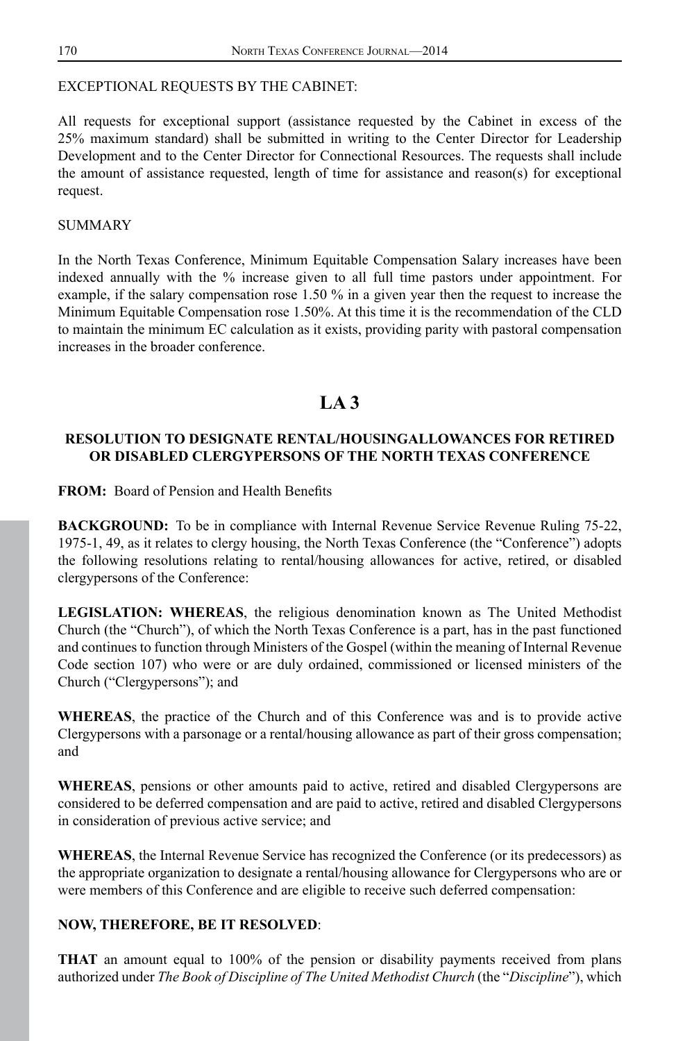EXCEPTIONAL REQUESTS BY THE CABINET:

All requests for exceptional support (assistance requested by the Cabinet in excess of the 25% maximum standard) shall be submitted in writing to the Center Director for Leadership Development and to the Center Director for Connectional Resources. The requests shall include the amount of assistance requested, length of time for assistance and reason(s) for exceptional request.

SUMMARY

In the North Texas Conference, Minimum Equitable Compensation Salary increases have been indexed annually with the % increase given to all full time pastors under appointment. For example, if the salary compensation rose 1.50 % in a given year then the request to increase the Minimum Equitable Compensation rose 1.50%. At this time it is the recommendation of the CLD to maintain the minimum EC calculation as it exists, providing parity with pastoral compensation increases in the broader conference.

# LA 3

## RESOLUTION TO DESIGNATE RENTAL/HOUSINGALLOWANCES FOR RETIRED OR DISABLED CLERGYPERSONS OF THE NORTH TEXAS CONFERENCE

**FROM:** Board of Pension and Health Benefits

**BACKGROUND:** To be in compliance with Internal Revenue Service Revenue Ruling 75-22, 1975-1, 49, as it relates to clergy housing, the North Texas Conference (the "Conference") adopts the following resolutions relating to rental/housing allowances for active, retired, or disabled clergypersons of the Conference:

**LEGISLATION: WHEREAS**, the religious denomination known as The United Methodist Church (the "Church"), of which the North Texas Conference is a part, has in the past functioned and continues to function through Ministers of the Gospel (within the meaning of Internal Revenue Code section 107) who were or are duly ordained, commissioned or licensed ministers of the Church ("Clergypersons"); and

**WHEREAS**, the practice of the Church and of this Conference was and is to provide active Clergypersons with a parsonage or a rental/housing allowance as part of their gross compensation; and

**WHEREAS**, pensions or other amounts paid to active, retired and disabled Clergypersons are considered to be deferred compensation and are paid to active, retired and disabled Clergypersons in consideration of previous active service; and

**WHEREAS**, the Internal Revenue Service has recognized the Conference (or its predecessors) as the appropriate organization to designate a rental/housing allowance for Clergypersons who are or were members of this Conference and are eligible to receive such deferred compensation:

**NOW, THEREFORE, BE IT RESOLVED**:

**THAT** an amount equal to 100% of the pension or disability payments received from plans authorized under *The Book of Discipline of The United Methodist Church* (the "*Discipline*"), which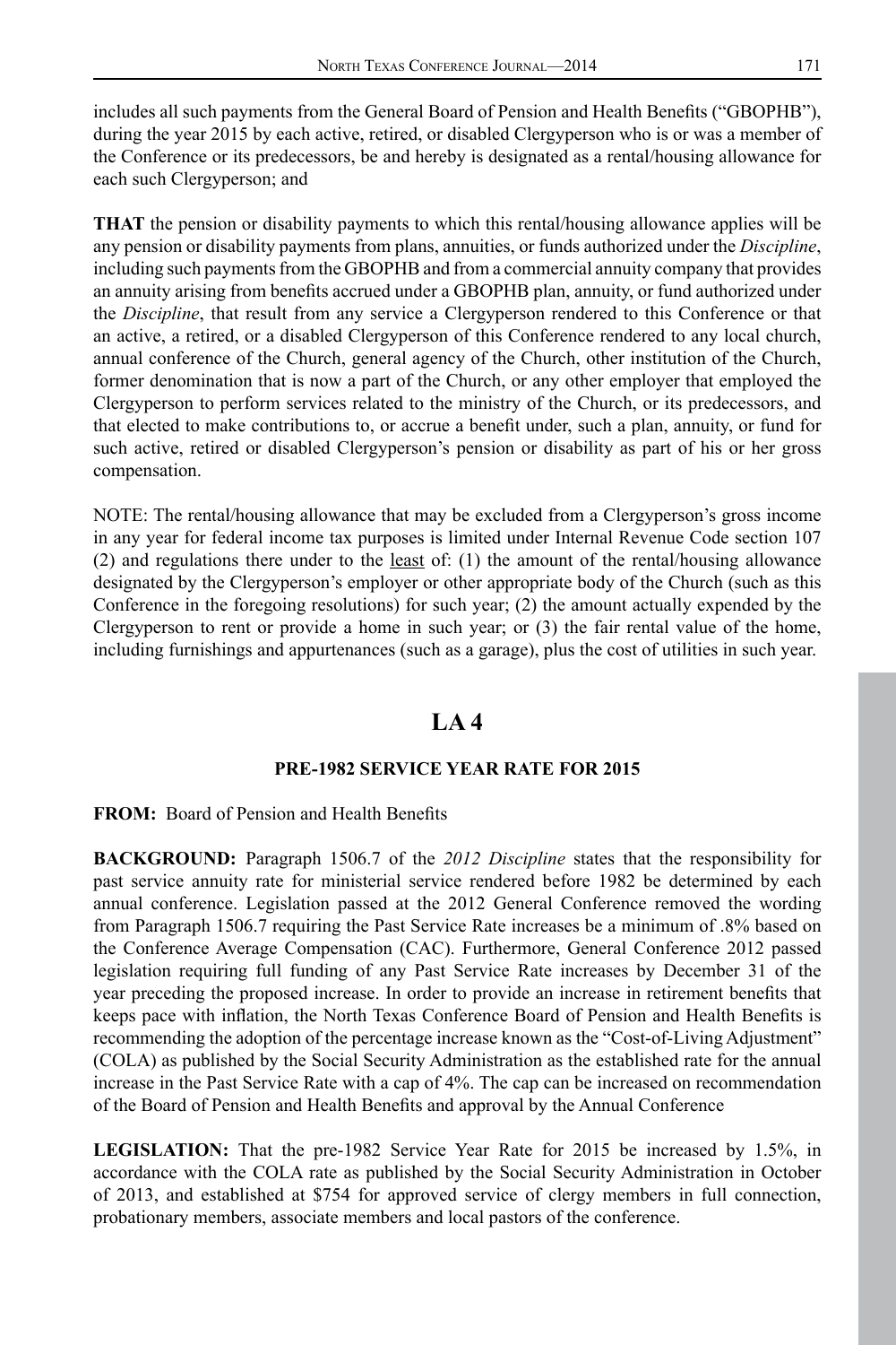includes all such payments from the General Board of Pension and Health Benefits ("GBOPHB"), during the year 2015 by each active, retired, or disabled Clergyperson who is or was a member of the Conference or its predecessors, be and hereby is designated as a rental/housing allowance for each such Clergyperson; and

**THAT** the pension or disability payments to which this rental/housing allowance applies will be any pension or disability payments from plans, annuities, or funds authorized under the *Discipline*, including such payments from the GBOPHB and from a commercial annuity company that provides an annuity arising from benefits accrued under a GBOPHB plan, annuity, or fund authorized under the *Discipline*, that result from any service a Clergyperson rendered to this Conference or that an active, a retired, or a disabled Clergyperson of this Conference rendered to any local church, annual conference of the Church, general agency of the Church, other institution of the Church, former denomination that is now a part of the Church, or any other employer that employed the Clergyperson to perform services related to the ministry of the Church, or its predecessors, and that elected to make contributions to, or accrue a benefit under, such a plan, annuity, or fund for such active, retired or disabled Clergyperson's pension or disability as part of his or her gross compensation.

NOTE: The rental/housing allowance that may be excluded from a Clergyperson's gross income in any year for federal income tax purposes is limited under Internal Revenue Code section 107 (2) and regulations there under to the <u>least</u> of: (1) the amount of the rental/housing allowance designated by the Clergyperson's employer or other appropriate body of the Church (such as this Conference in the foregoing resolutions) for such year; (2) the amount actually expended by the Clergyperson to rent or provide a home in such year; or (3) the fair rental value of the home, including furnishings and appurtenances (such as a garage), plus the cost of utilities in such year.

## LA 4

### PRE-1982 SERVICE YEAR RATE FOR 2015

**FROM:** Board of Pension and Health Benefits

**BACKGROUND:** Paragraph 1506.7 of the *2012 Discipline* states that the responsibility for past service annuity rate for ministerial service rendered before 1982 be determined by each annual conference. Legislation passed at the 2012 General Conference removed the wording from Paragraph 1506.7 requiring the Past Service Rate increases be a minimum of .8% based on the Conference Average Compensation (CAC). Furthermore, General Conference 2012 passed legislation requiring full funding of any Past Service Rate increases by December 31 of the year preceding the proposed increase. In order to provide an increase in retirement benefits that keeps pace with inflation, the North Texas Conference Board of Pension and Health Benefits is recommending the adoption of the percentage increase known as the "Cost-of-Living Adjustment" (COLA) as published by the Social Security Administration as the established rate for the annual increase in the Past Service Rate with a cap of 4%. The cap can be increased on recommendation of the Board of Pension and Health Benefits and approval by the Annual Conference

**LEGISLATION:** That the pre-1982 Service Year Rate for 2015 be increased by 1.5%, in accordance with the COLA rate as published by the Social Security Administration in October of 2013, and established at $754 for approved service of clergy members in full connection, probationary members, associate members and local pastors of the conference.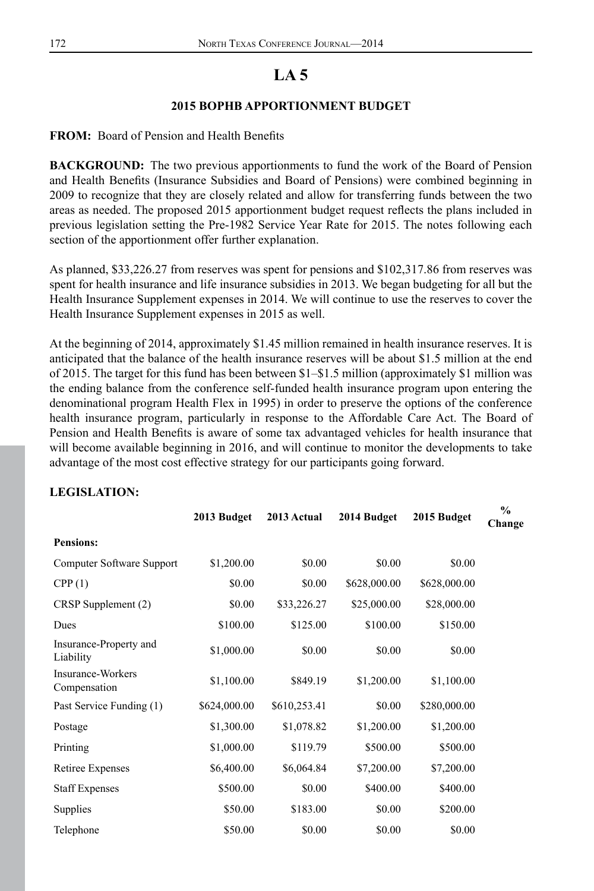# LA 5

## 2015 BOPHB APPORTIONMENT BUDGET

**FROM:** Board of Pension and Health Benefits

**BACKGROUND:** The two previous apportionments to fund the work of the Board of Pension and Health Benefits (Insurance Subsidies and Board of Pensions) were combined beginning in 2009 to recognize that they are closely related and allow for transferring funds between the two areas as needed. The proposed 2015 apportionment budget request reflects the plans included in previous legislation setting the Pre-1982 Service Year Rate for 2015. The notes following each section of the apportionment offer further explanation.

As planned, $33,226.27 from reserves was spent for pensions and $102,317.86 from reserves was spent for health insurance and life insurance subsidies in 2013. We began budgeting for all but the Health Insurance Supplement expenses in 2014. We will continue to use the reserves to cover the Health Insurance Supplement expenses in 2015 as well.

At the beginning of 2014, approximately $1.45 million remained in health insurance reserves. It is anticipated that the balance of the health insurance reserves will be about $1.5 million at the end of 2015. The target for this fund has been between $1–$1.5 million (approximately $1 million was the ending balance from the conference self-funded health insurance program upon entering the denominational program Health Flex in 1995) in order to preserve the options of the conference health insurance program, particularly in response to the Affordable Care Act. The Board of Pension and Health Benefits is aware of some tax advantaged vehicles for health insurance that will become available beginning in 2016, and will continue to monitor the developments to take advantage of the most cost effective strategy for our participants going forward.

**LEGISLATION:**

| | 2013 Budget | 2013 Actual | 2014 Budget | 2015 Budget | % Change |
|---|---|---|---|---|---|
| **Pensions:** | | | | | |
| Computer Software Support | $1,200.00 | $0.00 | $0.00 | $0.00 | |
| CPP (1) | $0.00 | $0.00 | $628,000.00 | $628,000.00 | |
| CRSP Supplement (2) | $0.00 | $33,226.27 | $25,000.00 | $28,000.00 | |
| Dues | $100.00 | $125.00 | $100.00 | $150.00 | |
| Insurance-Property and Liability | $1,000.00 | $0.00 | $0.00 | $0.00 | |
| Insurance-Workers Compensation | $1,100.00 | $849.19 | $1,200.00 | $1,100.00 | |
| Past Service Funding (1) | $624,000.00 | $610,253.41 | $0.00 | $280,000.00 | |
| Postage | $1,300.00 | $1,078.82 | $1,200.00 | $1,200.00 | |
| Printing | $1,000.00 | $119.79 | $500.00 | $500.00 | |
| Retiree Expenses | $6,400.00 | $6,064.84 | $7,200.00 | $7,200.00 | |
| Staff Expenses | $500.00 | $0.00 | $400.00 | $400.00 | |
| Supplies | $50.00 | $183.00 | $0.00 | $200.00 | |
| Telephone | $50.00 | $0.00 | $0.00 | $0.00 | |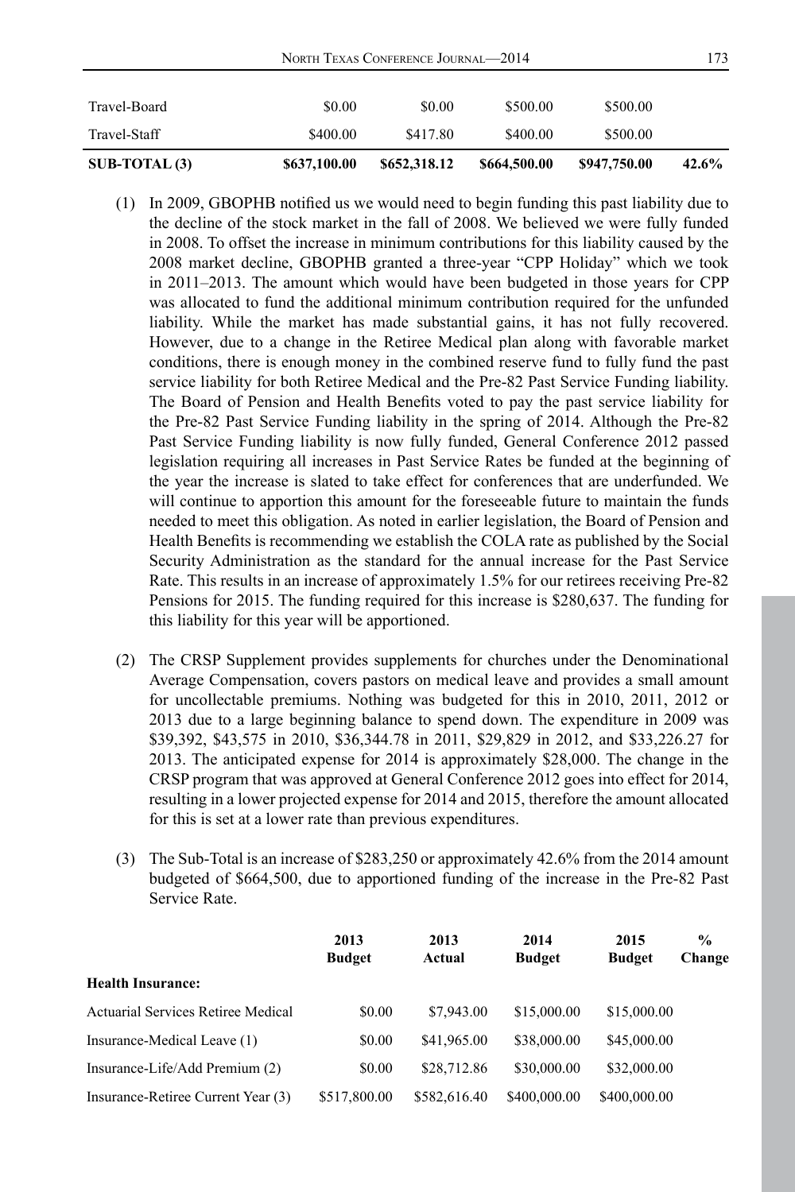| | | | | | |
|---|---|---|---|---|---|
| Travel-Board | $0.00 | $0.00 | $500.00 | $500.00 | |
| Travel-Staff | $400.00 | $417.80 | $400.00 | $500.00 | |
| **SUB-TOTAL (3)** | **$637,100.00** | **$652,318.12** | **$664,500.00** | **$947,750.00** | **42.6%** |

(1) In 2009, GBOPHB notified us we would need to begin funding this past liability due to the decline of the stock market in the fall of 2008. We believed we were fully funded in 2008. To offset the increase in minimum contributions for this liability caused by the 2008 market decline, GBOPHB granted a three-year "CPP Holiday" which we took in 2011–2013. The amount which would have been budgeted in those years for CPP was allocated to fund the additional minimum contribution required for the unfunded liability. While the market has made substantial gains, it has not fully recovered. However, due to a change in the Retiree Medical plan along with favorable market conditions, there is enough money in the combined reserve fund to fully fund the past service liability for both Retiree Medical and the Pre-82 Past Service Funding liability. The Board of Pension and Health Benefits voted to pay the past service liability for the Pre-82 Past Service Funding liability in the spring of 2014. Although the Pre-82 Past Service Funding liability is now fully funded, General Conference 2012 passed legislation requiring all increases in Past Service Rates be funded at the beginning of the year the increase is slated to take effect for conferences that are underfunded. We will continue to apportion this amount for the foreseeable future to maintain the funds needed to meet this obligation. As noted in earlier legislation, the Board of Pension and Health Benefits is recommending we establish the COLA rate as published by the Social Security Administration as the standard for the annual increase for the Past Service Rate. This results in an increase of approximately 1.5% for our retirees receiving Pre-82 Pensions for 2015. The funding required for this increase is $280,637. The funding for this liability for this year will be apportioned.

(2) The CRSP Supplement provides supplements for churches under the Denominational Average Compensation, covers pastors on medical leave and provides a small amount for uncollectable premiums. Nothing was budgeted for this in 2010, 2011, 2012 or 2013 due to a large beginning balance to spend down. The expenditure in 2009 was $39,392, $43,575 in 2010, $36,344.78 in 2011, $29,829 in 2012, and $33,226.27 for 2013. The anticipated expense for 2014 is approximately $28,000. The change in the CRSP program that was approved at General Conference 2012 goes into effect for 2014, resulting in a lower projected expense for 2014 and 2015, therefore the amount allocated for this is set at a lower rate than previous expenditures.

(3) The Sub-Total is an increase of $283,250 or approximately 42.6% from the 2014 amount budgeted of $664,500, due to apportioned funding of the increase in the Pre-82 Past Service Rate.

| | 2013 Budget | 2013 Actual | 2014 Budget | 2015 Budget | % Change |
|---|---|---|---|---|---|
| **Health Insurance:** | | | | | |
| Actuarial Services Retiree Medical | $0.00 | $7,943.00 | $15,000.00 | $15,000.00 | |
| Insurance-Medical Leave (1) | $0.00 | $41,965.00 | $38,000.00 | $45,000.00 | |
| Insurance-Life/Add Premium (2) | $0.00 | $28,712.86 | $30,000.00 | $32,000.00 | |
| Insurance-Retiree Current Year (3) | $517,800.00 | $582,616.40 | $400,000.00 | $400,000.00 | |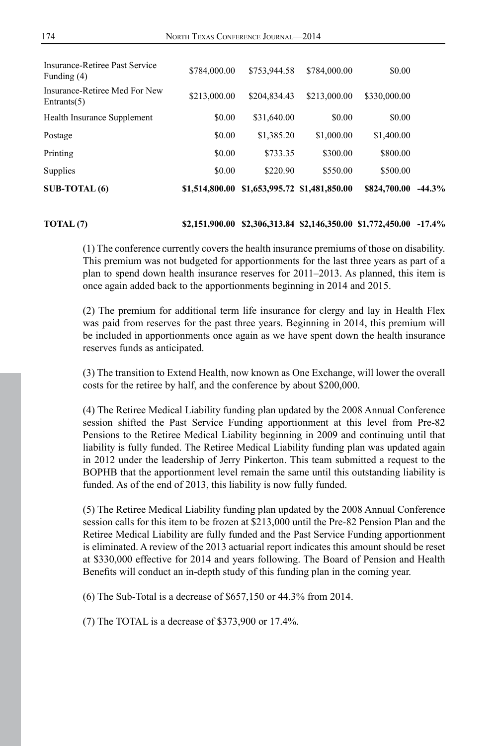| | | | | | |
|---|---|---|---|---|---|
| Insurance-Retiree Past Service Funding (4) | \$784,000.00 | \$753,944.58 | \$784,000.00 | \$0.00 | |
| Insurance-Retiree Med For New Entrants(5) | \$213,000.00 | \$204,834.43 | \$213,000.00 | \$330,000.00 | |
| Health Insurance Supplement | \$0.00 | \$31,640.00 | \$0.00 | \$0.00 | |
| Postage | \$0.00 | \$1,385.20 | \$1,000.00 | \$1,400.00 | |
| Printing | \$0.00 | \$733.35 | \$300.00 | \$800.00 | |
| Supplies | \$0.00 | \$220.90 | \$550.00 | \$500.00 | |
| **SUB-TOTAL (6)** | **\$1,514,800.00** | **\$1,653,995.72** | **\$1,481,850.00** | **\$824,700.00** | **-44.3%** |
| | | | | | |
| **TOTAL (7)** | **\$2,151,900.00** | **\$2,306,313.84** | **\$2,146,350.00** | **\$1,772,450.00** | **-17.4%** |

(1) The conference currently covers the health insurance premiums of those on disability. This premium was not budgeted for apportionments for the last three years as part of a plan to spend down health insurance reserves for 2011–2013. As planned, this item is once again added back to the apportionments beginning in 2014 and 2015.

(2) The premium for additional term life insurance for clergy and lay in Health Flex was paid from reserves for the past three years. Beginning in 2014, this premium will be included in apportionments once again as we have spent down the health insurance reserves funds as anticipated.

(3) The transition to Extend Health, now known as One Exchange, will lower the overall costs for the retiree by half, and the conference by about \$200,000.

(4) The Retiree Medical Liability funding plan updated by the 2008 Annual Conference session shifted the Past Service Funding apportionment at this level from Pre-82 Pensions to the Retiree Medical Liability beginning in 2009 and continuing until that liability is fully funded. The Retiree Medical Liability funding plan was updated again in 2012 under the leadership of Jerry Pinkerton. This team submitted a request to the BOPHB that the apportionment level remain the same until this outstanding liability is funded. As of the end of 2013, this liability is now fully funded.

(5) The Retiree Medical Liability funding plan updated by the 2008 Annual Conference session calls for this item to be frozen at \$213,000 until the Pre-82 Pension Plan and the Retiree Medical Liability are fully funded and the Past Service Funding apportionment is eliminated. A review of the 2013 actuarial report indicates this amount should be reset at \$330,000 effective for 2014 and years following. The Board of Pension and Health Benefits will conduct an in-depth study of this funding plan in the coming year.

(6) The Sub-Total is a decrease of \$657,150 or 44.3% from 2014.

(7) The TOTAL is a decrease of \$373,900 or 17.4%.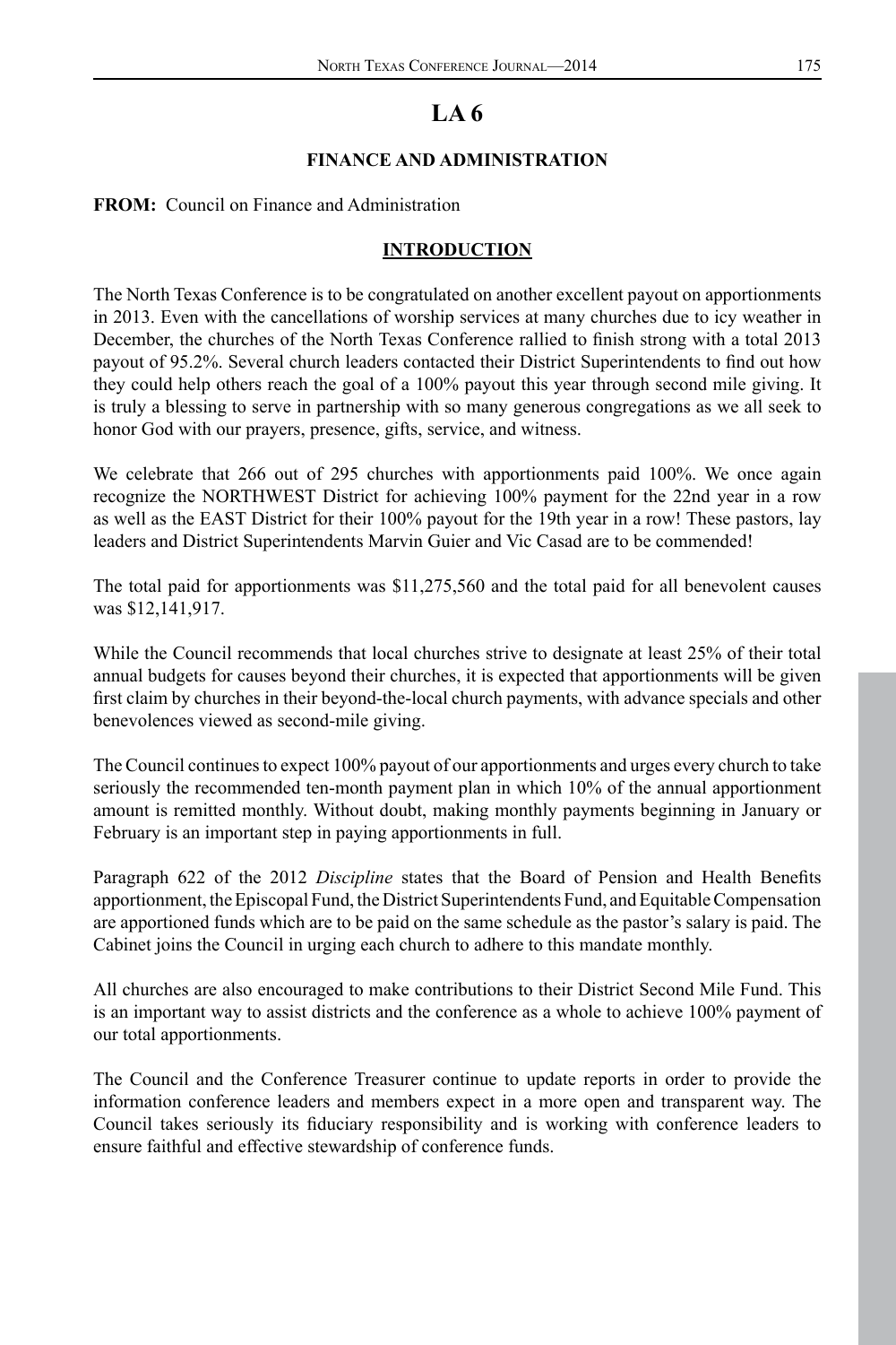# LA 6

## FINANCE AND ADMINISTRATION

**FROM:** Council on Finance and Administration

### INTRODUCTION

The North Texas Conference is to be congratulated on another excellent payout on apportionments in 2013. Even with the cancellations of worship services at many churches due to icy weather in December, the churches of the North Texas Conference rallied to finish strong with a total 2013 payout of 95.2%. Several church leaders contacted their District Superintendents to find out how they could help others reach the goal of a 100% payout this year through second mile giving. It is truly a blessing to serve in partnership with so many generous congregations as we all seek to honor God with our prayers, presence, gifts, service, and witness.

We celebrate that 266 out of 295 churches with apportionments paid 100%. We once again recognize the NORTHWEST District for achieving 100% payment for the 22nd year in a row as well as the EAST District for their 100% payout for the 19th year in a row! These pastors, lay leaders and District Superintendents Marvin Guier and Vic Casad are to be commended!

The total paid for apportionments was $11,275,560 and the total paid for all benevolent causes was $12,141,917.

While the Council recommends that local churches strive to designate at least 25% of their total annual budgets for causes beyond their churches, it is expected that apportionments will be given first claim by churches in their beyond-the-local church payments, with advance specials and other benevolences viewed as second-mile giving.

The Council continues to expect 100% payout of our apportionments and urges every church to take seriously the recommended ten-month payment plan in which 10% of the annual apportionment amount is remitted monthly. Without doubt, making monthly payments beginning in January or February is an important step in paying apportionments in full.

Paragraph 622 of the 2012 *Discipline* states that the Board of Pension and Health Benefits apportionment, the Episcopal Fund, the District Superintendents Fund, and Equitable Compensation are apportioned funds which are to be paid on the same schedule as the pastor's salary is paid. The Cabinet joins the Council in urging each church to adhere to this mandate monthly.

All churches are also encouraged to make contributions to their District Second Mile Fund. This is an important way to assist districts and the conference as a whole to achieve 100% payment of our total apportionments.

The Council and the Conference Treasurer continue to update reports in order to provide the information conference leaders and members expect in a more open and transparent way. The Council takes seriously its fiduciary responsibility and is working with conference leaders to ensure faithful and effective stewardship of conference funds.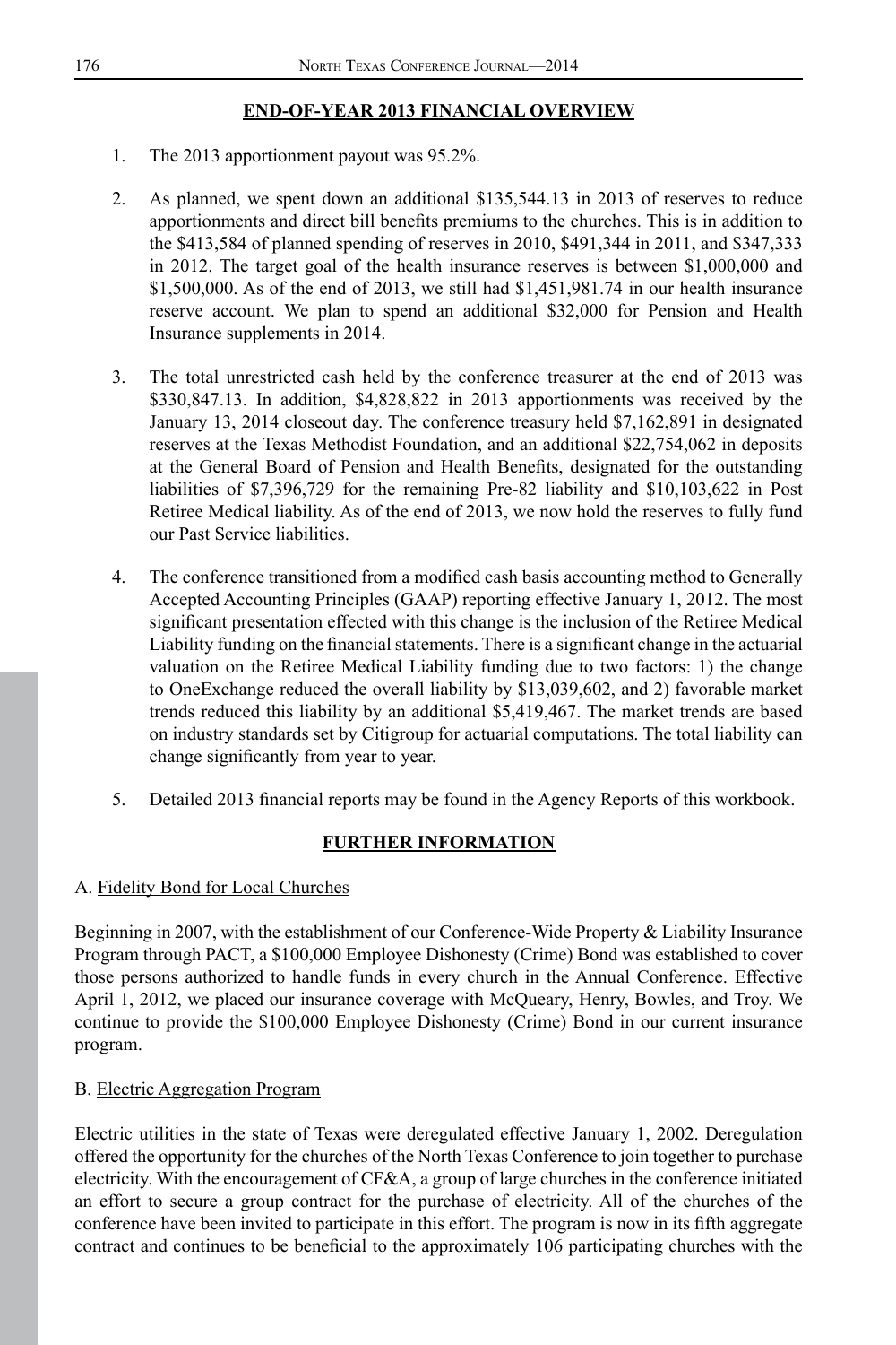## END-OF-YEAR 2013 FINANCIAL OVERVIEW

1. The 2013 apportionment payout was 95.2%.

2. As planned, we spent down an additional $135,544.13 in 2013 of reserves to reduce apportionments and direct bill benefits premiums to the churches. This is in addition to the $413,584 of planned spending of reserves in 2010, $491,344 in 2011, and $347,333 in 2012. The target goal of the health insurance reserves is between $1,000,000 and $1,500,000. As of the end of 2013, we still had $1,451,981.74 in our health insurance reserve account. We plan to spend an additional $32,000 for Pension and Health Insurance supplements in 2014.

3. The total unrestricted cash held by the conference treasurer at the end of 2013 was $330,847.13. In addition, $4,828,822 in 2013 apportionments was received by the January 13, 2014 closeout day. The conference treasury held $7,162,891 in designated reserves at the Texas Methodist Foundation, and an additional $22,754,062 in deposits at the General Board of Pension and Health Benefits, designated for the outstanding liabilities of $7,396,729 for the remaining Pre-82 liability and $10,103,622 in Post Retiree Medical liability. As of the end of 2013, we now hold the reserves to fully fund our Past Service liabilities.

4. The conference transitioned from a modified cash basis accounting method to Generally Accepted Accounting Principles (GAAP) reporting effective January 1, 2012. The most significant presentation effected with this change is the inclusion of the Retiree Medical Liability funding on the financial statements. There is a significant change in the actuarial valuation on the Retiree Medical Liability funding due to two factors: 1) the change to OneExchange reduced the overall liability by $13,039,602, and 2) favorable market trends reduced this liability by an additional $5,419,467. The market trends are based on industry standards set by Citigroup for actuarial computations. The total liability can change significantly from year to year.

5. Detailed 2013 financial reports may be found in the Agency Reports of this workbook.

## FURTHER INFORMATION

### A. Fidelity Bond for Local Churches

Beginning in 2007, with the establishment of our Conference-Wide Property & Liability Insurance Program through PACT, a $100,000 Employee Dishonesty (Crime) Bond was established to cover those persons authorized to handle funds in every church in the Annual Conference. Effective April 1, 2012, we placed our insurance coverage with McQueary, Henry, Bowles, and Troy. We continue to provide the $100,000 Employee Dishonesty (Crime) Bond in our current insurance program.

### B. Electric Aggregation Program

Electric utilities in the state of Texas were deregulated effective January 1, 2002. Deregulation offered the opportunity for the churches of the North Texas Conference to join together to purchase electricity. With the encouragement of CF&A, a group of large churches in the conference initiated an effort to secure a group contract for the purchase of electricity. All of the churches of the conference have been invited to participate in this effort. The program is now in its fifth aggregate contract and continues to be beneficial to the approximately 106 participating churches with the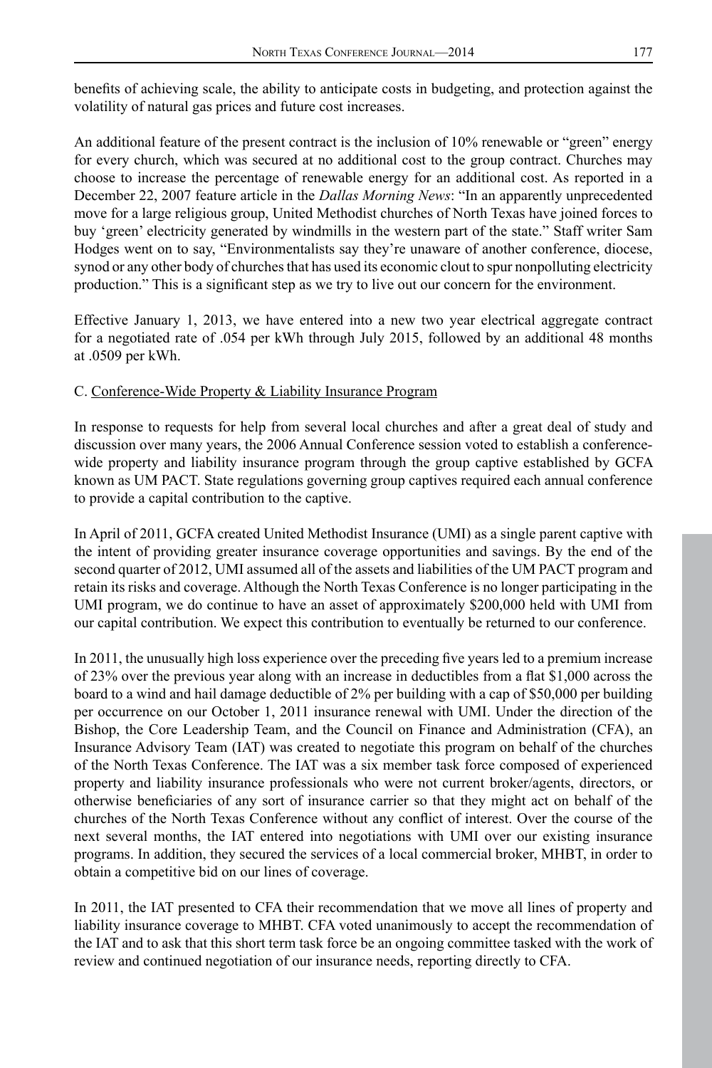benefits of achieving scale, the ability to anticipate costs in budgeting, and protection against the volatility of natural gas prices and future cost increases.

An additional feature of the present contract is the inclusion of 10% renewable or "green" energy for every church, which was secured at no additional cost to the group contract. Churches may choose to increase the percentage of renewable energy for an additional cost. As reported in a December 22, 2007 feature article in the *Dallas Morning News*: "In an apparently unprecedented move for a large religious group, United Methodist churches of North Texas have joined forces to buy 'green' electricity generated by windmills in the western part of the state." Staff writer Sam Hodges went on to say, "Environmentalists say they're unaware of another conference, diocese, synod or any other body of churches that has used its economic clout to spur nonpolluting electricity production." This is a significant step as we try to live out our concern for the environment.

Effective January 1, 2013, we have entered into a new two year electrical aggregate contract for a negotiated rate of .054 per kWh through July 2015, followed by an additional 48 months at .0509 per kWh.

C. Conference-Wide Property & Liability Insurance Program

In response to requests for help from several local churches and after a great deal of study and discussion over many years, the 2006 Annual Conference session voted to establish a conference-wide property and liability insurance program through the group captive established by GCFA known as UM PACT. State regulations governing group captives required each annual conference to provide a capital contribution to the captive.

In April of 2011, GCFA created United Methodist Insurance (UMI) as a single parent captive with the intent of providing greater insurance coverage opportunities and savings. By the end of the second quarter of 2012, UMI assumed all of the assets and liabilities of the UM PACT program and retain its risks and coverage. Although the North Texas Conference is no longer participating in the UMI program, we do continue to have an asset of approximately $200,000 held with UMI from our capital contribution. We expect this contribution to eventually be returned to our conference.

In 2011, the unusually high loss experience over the preceding five years led to a premium increase of 23% over the previous year along with an increase in deductibles from a flat $1,000 across the board to a wind and hail damage deductible of 2% per building with a cap of $50,000 per building per occurrence on our October 1, 2011 insurance renewal with UMI. Under the direction of the Bishop, the Core Leadership Team, and the Council on Finance and Administration (CFA), an Insurance Advisory Team (IAT) was created to negotiate this program on behalf of the churches of the North Texas Conference. The IAT was a six member task force composed of experienced property and liability insurance professionals who were not current broker/agents, directors, or otherwise beneficiaries of any sort of insurance carrier so that they might act on behalf of the churches of the North Texas Conference without any conflict of interest. Over the course of the next several months, the IAT entered into negotiations with UMI over our existing insurance programs. In addition, they secured the services of a local commercial broker, MHBT, in order to obtain a competitive bid on our lines of coverage.

In 2011, the IAT presented to CFA their recommendation that we move all lines of property and liability insurance coverage to MHBT. CFA voted unanimously to accept the recommendation of the IAT and to ask that this short term task force be an ongoing committee tasked with the work of review and continued negotiation of our insurance needs, reporting directly to CFA.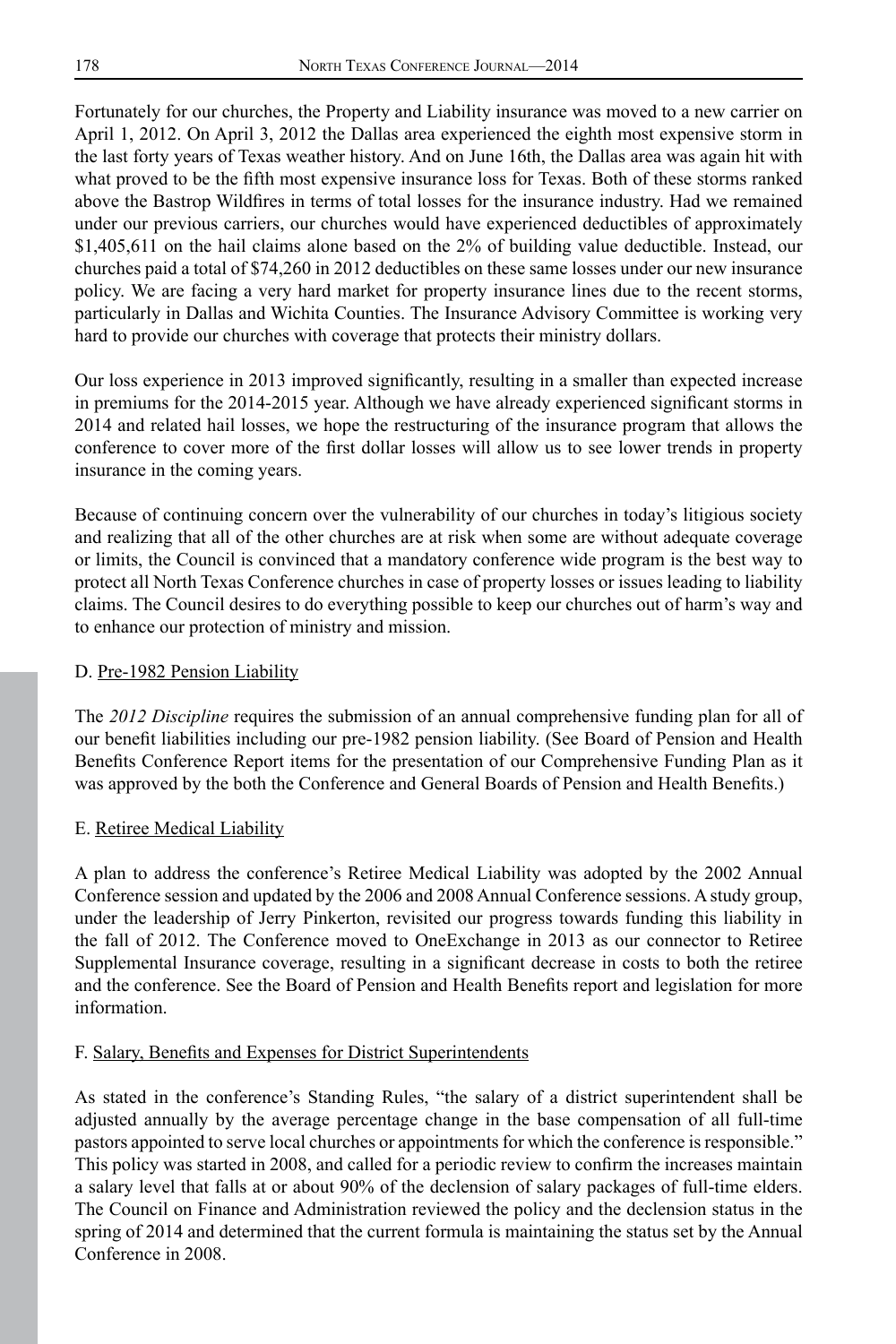Fortunately for our churches, the Property and Liability insurance was moved to a new carrier on April 1, 2012. On April 3, 2012 the Dallas area experienced the eighth most expensive storm in the last forty years of Texas weather history. And on June 16th, the Dallas area was again hit with what proved to be the fifth most expensive insurance loss for Texas. Both of these storms ranked above the Bastrop Wildfires in terms of total losses for the insurance industry. Had we remained under our previous carriers, our churches would have experienced deductibles of approximately $1,405,611 on the hail claims alone based on the 2% of building value deductible. Instead, our churches paid a total of $74,260 in 2012 deductibles on these same losses under our new insurance policy. We are facing a very hard market for property insurance lines due to the recent storms, particularly in Dallas and Wichita Counties. The Insurance Advisory Committee is working very hard to provide our churches with coverage that protects their ministry dollars.

Our loss experience in 2013 improved significantly, resulting in a smaller than expected increase in premiums for the 2014-2015 year. Although we have already experienced significant storms in 2014 and related hail losses, we hope the restructuring of the insurance program that allows the conference to cover more of the first dollar losses will allow us to see lower trends in property insurance in the coming years.

Because of continuing concern over the vulnerability of our churches in today's litigious society and realizing that all of the other churches are at risk when some are without adequate coverage or limits, the Council is convinced that a mandatory conference wide program is the best way to protect all North Texas Conference churches in case of property losses or issues leading to liability claims. The Council desires to do everything possible to keep our churches out of harm's way and to enhance our protection of ministry and mission.

D. Pre-1982 Pension Liability

The *2012 Discipline* requires the submission of an annual comprehensive funding plan for all of our benefit liabilities including our pre-1982 pension liability. (See Board of Pension and Health Benefits Conference Report items for the presentation of our Comprehensive Funding Plan as it was approved by the both the Conference and General Boards of Pension and Health Benefits.)

E. Retiree Medical Liability

A plan to address the conference's Retiree Medical Liability was adopted by the 2002 Annual Conference session and updated by the 2006 and 2008 Annual Conference sessions. A study group, under the leadership of Jerry Pinkerton, revisited our progress towards funding this liability in the fall of 2012. The Conference moved to OneExchange in 2013 as our connector to Retiree Supplemental Insurance coverage, resulting in a significant decrease in costs to both the retiree and the conference. See the Board of Pension and Health Benefits report and legislation for more information.

F. Salary, Benefits and Expenses for District Superintendents

As stated in the conference's Standing Rules, "the salary of a district superintendent shall be adjusted annually by the average percentage change in the base compensation of all full-time pastors appointed to serve local churches or appointments for which the conference is responsible." This policy was started in 2008, and called for a periodic review to confirm the increases maintain a salary level that falls at or about 90% of the declension of salary packages of full-time elders. The Council on Finance and Administration reviewed the policy and the declension status in the spring of 2014 and determined that the current formula is maintaining the status set by the Annual Conference in 2008.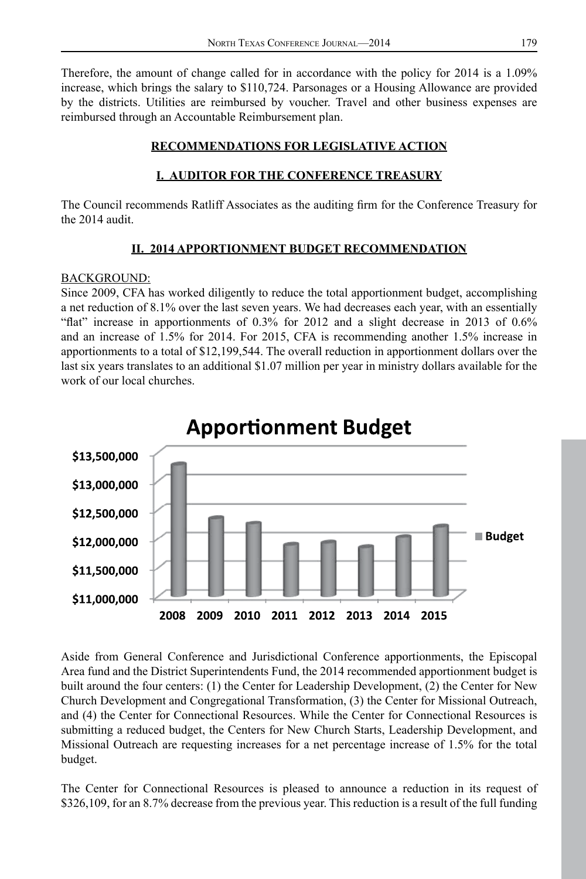Therefore, the amount of change called for in accordance with the policy for 2014 is a 1.09% increase, which brings the salary to $110,724. Parsonages or a Housing Allowance are provided by the districts. Utilities are reimbursed by voucher. Travel and other business expenses are reimbursed through an Accountable Reimbursement plan.

## RECOMMENDATIONS FOR LEGISLATIVE ACTION

### I. AUDITOR FOR THE CONFERENCE TREASURY

The Council recommends Ratliff Associates as the auditing firm for the Conference Treasury for the 2014 audit.

### II. 2014 APPORTIONMENT BUDGET RECOMMENDATION

BACKGROUND:

Since 2009, CFA has worked diligently to reduce the total apportionment budget, accomplishing a net reduction of 8.1% over the last seven years. We had decreases each year, with an essentially "flat" increase in apportionments of 0.3% for 2012 and a slight decrease in 2013 of 0.6% and an increase of 1.5% for 2014. For 2015, CFA is recommending another 1.5% increase in apportionments to a total of $12,199,544. The overall reduction in apportionment dollars over the last six years translates to an additional $1.07 million per year in ministry dollars available for the work of our local churches.

Aside from General Conference and Jurisdictional Conference apportionments, the Episcopal Area fund and the District Superintendents Fund, the 2014 recommended apportionment budget is built around the four centers: (1) the Center for Leadership Development, (2) the Center for New Church Development and Congregational Transformation, (3) the Center for Missional Outreach, and (4) the Center for Connectional Resources. While the Center for Connectional Resources is submitting a reduced budget, the Centers for New Church Starts, Leadership Development, and Missional Outreach are requesting increases for a net percentage increase of 1.5% for the total budget.

The Center for Connectional Resources is pleased to announce a reduction in its request of $326,109, for an 8.7% decrease from the previous year. This reduction is a result of the full funding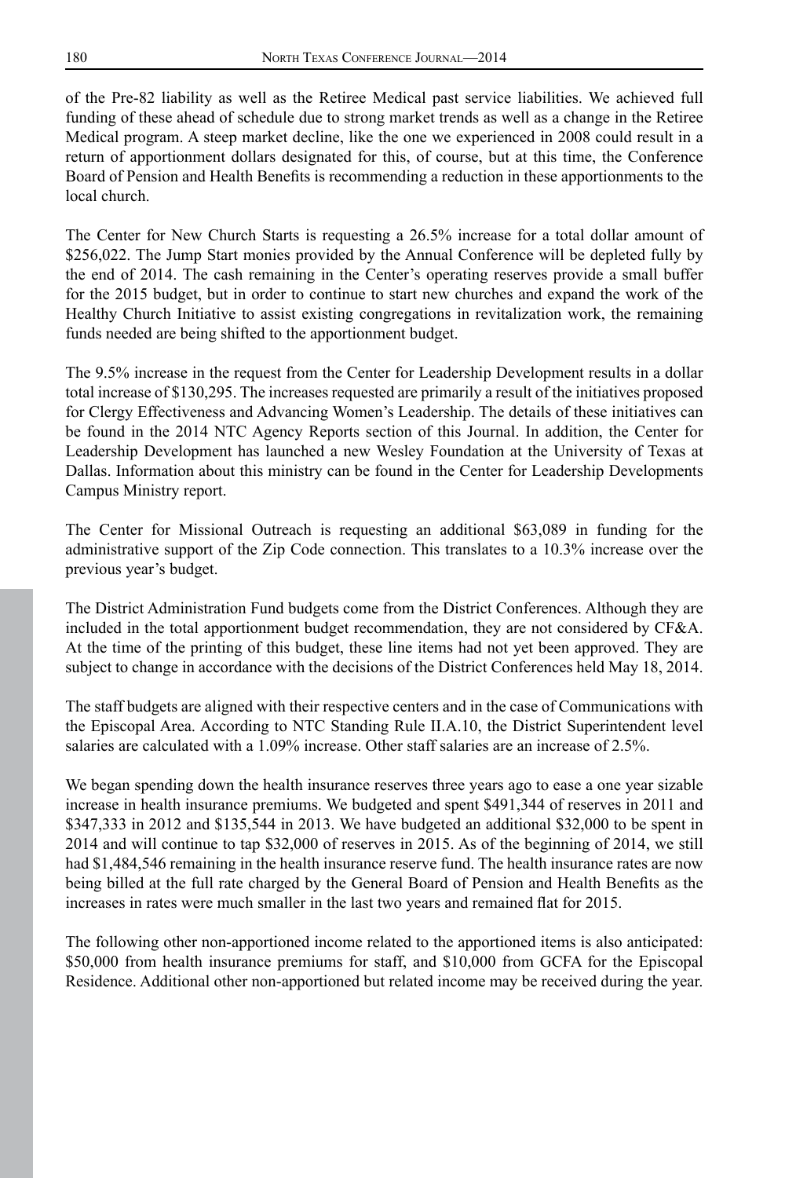of the Pre-82 liability as well as the Retiree Medical past service liabilities. We achieved full funding of these ahead of schedule due to strong market trends as well as a change in the Retiree Medical program. A steep market decline, like the one we experienced in 2008 could result in a return of apportionment dollars designated for this, of course, but at this time, the Conference Board of Pension and Health Benefits is recommending a reduction in these apportionments to the local church.

The Center for New Church Starts is requesting a 26.5% increase for a total dollar amount of $256,022. The Jump Start monies provided by the Annual Conference will be depleted fully by the end of 2014. The cash remaining in the Center's operating reserves provide a small buffer for the 2015 budget, but in order to continue to start new churches and expand the work of the Healthy Church Initiative to assist existing congregations in revitalization work, the remaining funds needed are being shifted to the apportionment budget.

The 9.5% increase in the request from the Center for Leadership Development results in a dollar total increase of $130,295. The increases requested are primarily a result of the initiatives proposed for Clergy Effectiveness and Advancing Women's Leadership. The details of these initiatives can be found in the 2014 NTC Agency Reports section of this Journal. In addition, the Center for Leadership Development has launched a new Wesley Foundation at the University of Texas at Dallas. Information about this ministry can be found in the Center for Leadership Developments Campus Ministry report.

The Center for Missional Outreach is requesting an additional $63,089 in funding for the administrative support of the Zip Code connection. This translates to a 10.3% increase over the previous year's budget.

The District Administration Fund budgets come from the District Conferences. Although they are included in the total apportionment budget recommendation, they are not considered by CF&A. At the time of the printing of this budget, these line items had not yet been approved. They are subject to change in accordance with the decisions of the District Conferences held May 18, 2014.

The staff budgets are aligned with their respective centers and in the case of Communications with the Episcopal Area. According to NTC Standing Rule II.A.10, the District Superintendent level salaries are calculated with a 1.09% increase. Other staff salaries are an increase of 2.5%.

We began spending down the health insurance reserves three years ago to ease a one year sizable increase in health insurance premiums. We budgeted and spent $491,344 of reserves in 2011 and $347,333 in 2012 and $135,544 in 2013. We have budgeted an additional $32,000 to be spent in 2014 and will continue to tap $32,000 of reserves in 2015. As of the beginning of 2014, we still had $1,484,546 remaining in the health insurance reserve fund. The health insurance rates are now being billed at the full rate charged by the General Board of Pension and Health Benefits as the increases in rates were much smaller in the last two years and remained flat for 2015.

The following other non-apportioned income related to the apportioned items is also anticipated: $50,000 from health insurance premiums for staff, and $10,000 from GCFA for the Episcopal Residence. Additional other non-apportioned but related income may be received during the year.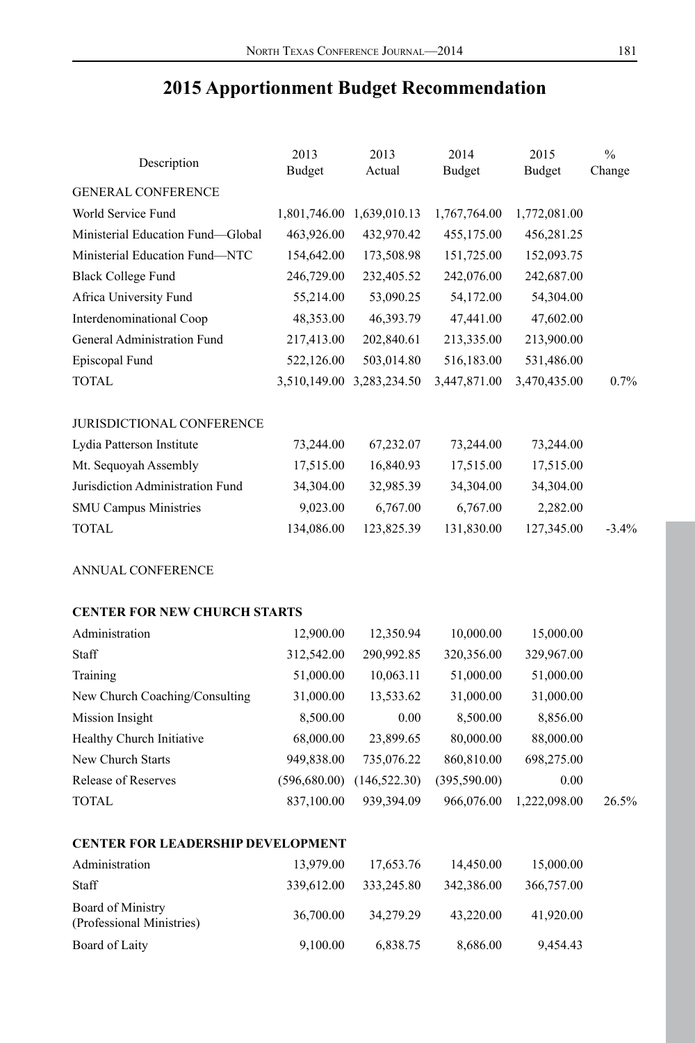# 2015 Apportionment Budget Recommendation

| Description | 2013 Budget | 2013 Actual | 2014 Budget | 2015 Budget | % Change |
|---|---|---|---|---|---|
| GENERAL CONFERENCE | | | | | |
| World Service Fund | 1,801,746.00 | 1,639,010.13 | 1,767,764.00 | 1,772,081.00 | |
| Ministerial Education Fund—Global | 463,926.00 | 432,970.42 | 455,175.00 | 456,281.25 | |
| Ministerial Education Fund—NTC | 154,642.00 | 173,508.98 | 151,725.00 | 152,093.75 | |
| Black College Fund | 246,729.00 | 232,405.52 | 242,076.00 | 242,687.00 | |
| Africa University Fund | 55,214.00 | 53,090.25 | 54,172.00 | 54,304.00 | |
| Interdenominational Coop | 48,353.00 | 46,393.79 | 47,441.00 | 47,602.00 | |
| General Administration Fund | 217,413.00 | 202,840.61 | 213,335.00 | 213,900.00 | |
| Episcopal Fund | 522,126.00 | 503,014.80 | 516,183.00 | 531,486.00 | |
| TOTAL | 3,510,149.00 | 3,283,234.50 | 3,447,871.00 | 3,470,435.00 | 0.7% |
| | | | | | |
| JURISDICTIONAL CONFERENCE | | | | | |
| Lydia Patterson Institute | 73,244.00 | 67,232.07 | 73,244.00 | 73,244.00 | |
| Mt. Sequoyah Assembly | 17,515.00 | 16,840.93 | 17,515.00 | 17,515.00 | |
| Jurisdiction Administration Fund | 34,304.00 | 32,985.39 | 34,304.00 | 34,304.00 | |
| SMU Campus Ministries | 9,023.00 | 6,767.00 | 6,767.00 | 2,282.00 | |
| TOTAL | 134,086.00 | 123,825.39 | 131,830.00 | 127,345.00 | -3.4% |
| | | | | | |
| ANNUAL CONFERENCE | | | | | |
| | | | | | |
| **CENTER FOR NEW CHURCH STARTS** | | | | | |
| Administration | 12,900.00 | 12,350.94 | 10,000.00 | 15,000.00 | |
| Staff | 312,542.00 | 290,992.85 | 320,356.00 | 329,967.00 | |
| Training | 51,000.00 | 10,063.11 | 51,000.00 | 51,000.00 | |
| New Church Coaching/Consulting | 31,000.00 | 13,533.62 | 31,000.00 | 31,000.00 | |
| Mission Insight | 8,500.00 | 0.00 | 8,500.00 | 8,856.00 | |
| Healthy Church Initiative | 68,000.00 | 23,899.65 | 80,000.00 | 88,000.00 | |
| New Church Starts | 949,838.00 | 735,076.22 | 860,810.00 | 698,275.00 | |
| Release of Reserves | (596,680.00) | (146,522.30) | (395,590.00) | 0.00 | |
| TOTAL | 837,100.00 | 939,394.09 | 966,076.00 | 1,222,098.00 | 26.5% |
| | | | | | |
| **CENTER FOR LEADERSHIP DEVELOPMENT** | | | | | |
| Administration | 13,979.00 | 17,653.76 | 14,450.00 | 15,000.00 | |
| Staff | 339,612.00 | 333,245.80 | 342,386.00 | 366,757.00 | |
| Board of Ministry (Professional Ministries) | 36,700.00 | 34,279.29 | 43,220.00 | 41,920.00 | |
| Board of Laity | 9,100.00 | 6,838.75 | 8,686.00 | 9,454.43 | |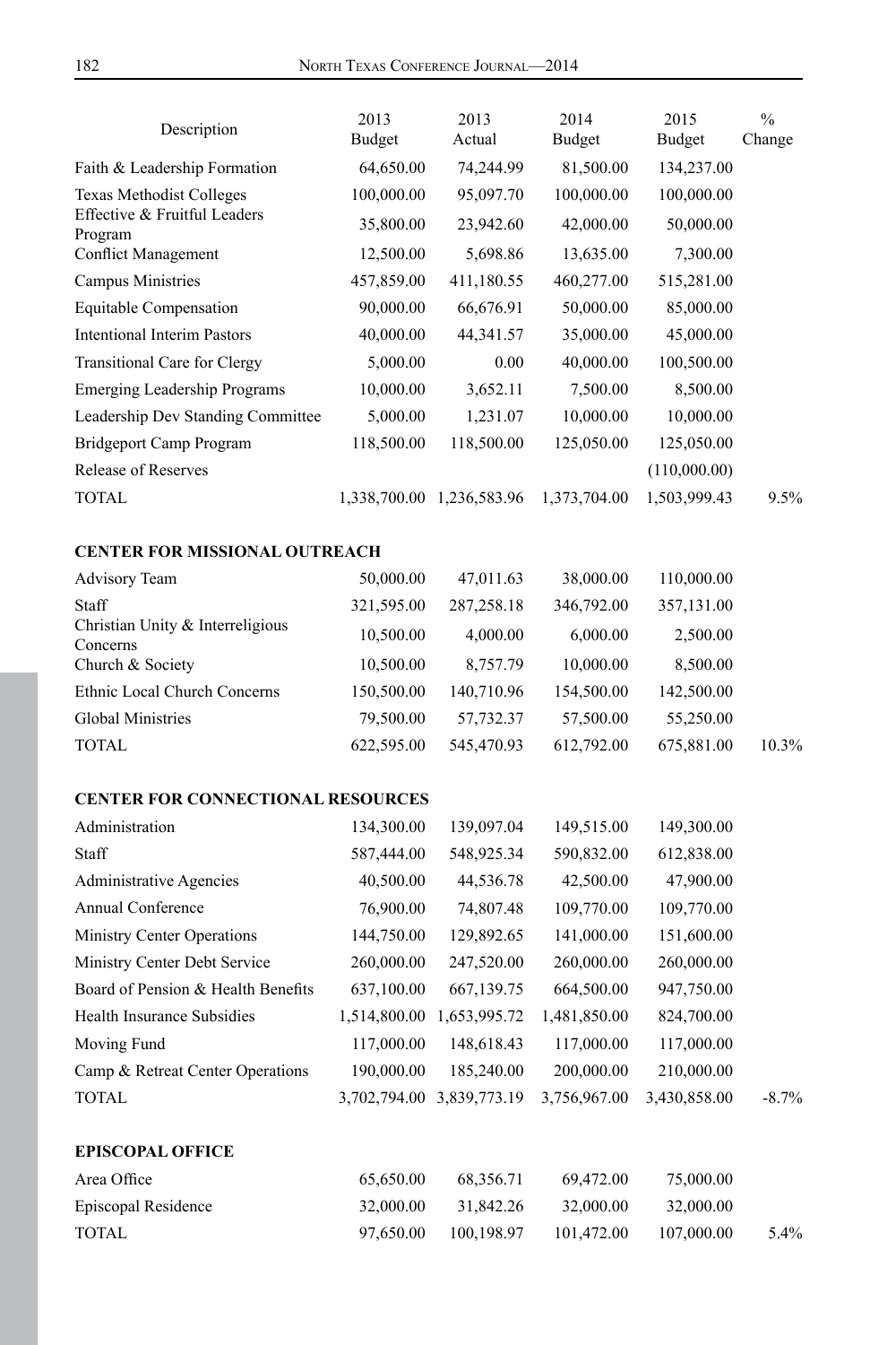| Description | 2013 Budget | 2013 Actual | 2014 Budget | 2015 Budget | % Change |
|---|---|---|---|---|---|
| Faith & Leadership Formation | 64,650.00 | 74,244.99 | 81,500.00 | 134,237.00 | |
| Texas Methodist Colleges | 100,000.00 | 95,097.70 | 100,000.00 | 100,000.00 | |
| Effective & Fruitful Leaders Program | 35,800.00 | 23,942.60 | 42,000.00 | 50,000.00 | |
| Conflict Management | 12,500.00 | 5,698.86 | 13,635.00 | 7,300.00 | |
| Campus Ministries | 457,859.00 | 411,180.55 | 460,277.00 | 515,281.00 | |
| Equitable Compensation | 90,000.00 | 66,676.91 | 50,000.00 | 85,000.00 | |
| Intentional Interim Pastors | 40,000.00 | 44,341.57 | 35,000.00 | 45,000.00 | |
| Transitional Care for Clergy | 5,000.00 | 0.00 | 40,000.00 | 100,500.00 | |
| Emerging Leadership Programs | 10,000.00 | 3,652.11 | 7,500.00 | 8,500.00 | |
| Leadership Dev Standing Committee | 5,000.00 | 1,231.07 | 10,000.00 | 10,000.00 | |
| Bridgeport Camp Program | 118,500.00 | 118,500.00 | 125,050.00 | 125,050.00 | |
| Release of Reserves | | | | (110,000.00) | |
| TOTAL | 1,338,700.00 | 1,236,583.96 | 1,373,704.00 | 1,503,999.43 | 9.5% |
| **CENTER FOR MISSIONAL OUTREACH** | | | | | |
| Advisory Team | 50,000.00 | 47,011.63 | 38,000.00 | 110,000.00 | |
| Staff | 321,595.00 | 287,258.18 | 346,792.00 | 357,131.00 | |
| Christian Unity & Interreligious Concerns | 10,500.00 | 4,000.00 | 6,000.00 | 2,500.00 | |
| Church & Society | 10,500.00 | 8,757.79 | 10,000.00 | 8,500.00 | |
| Ethnic Local Church Concerns | 150,500.00 | 140,710.96 | 154,500.00 | 142,500.00 | |
| Global Ministries | 79,500.00 | 57,732.37 | 57,500.00 | 55,250.00 | |
| TOTAL | 622,595.00 | 545,470.93 | 612,792.00 | 675,881.00 | 10.3% |
| **CENTER FOR CONNECTIONAL RESOURCES** | | | | | |
| Administration | 134,300.00 | 139,097.04 | 149,515.00 | 149,300.00 | |
| Staff | 587,444.00 | 548,925.34 | 590,832.00 | 612,838.00 | |
| Administrative Agencies | 40,500.00 | 44,536.78 | 42,500.00 | 47,900.00 | |
| Annual Conference | 76,900.00 | 74,807.48 | 109,770.00 | 109,770.00 | |
| Ministry Center Operations | 144,750.00 | 129,892.65 | 141,000.00 | 151,600.00 | |
| Ministry Center Debt Service | 260,000.00 | 247,520.00 | 260,000.00 | 260,000.00 | |
| Board of Pension & Health Benefits | 637,100.00 | 667,139.75 | 664,500.00 | 947,750.00 | |
| Health Insurance Subsidies | 1,514,800.00 | 1,653,995.72 | 1,481,850.00 | 824,700.00 | |
| Moving Fund | 117,000.00 | 148,618.43 | 117,000.00 | 117,000.00 | |
| Camp & Retreat Center Operations | 190,000.00 | 185,240.00 | 200,000.00 | 210,000.00 | |
| TOTAL | 3,702,794.00 | 3,839,773.19 | 3,756,967.00 | 3,430,858.00 | -8.7% |
| **EPISCOPAL OFFICE** | | | | | |
| Area Office | 65,650.00 | 68,356.71 | 69,472.00 | 75,000.00 | |
| Episcopal Residence | 32,000.00 | 31,842.26 | 32,000.00 | 32,000.00 | |
| TOTAL | 97,650.00 | 100,198.97 | 101,472.00 | 107,000.00 | 5.4% |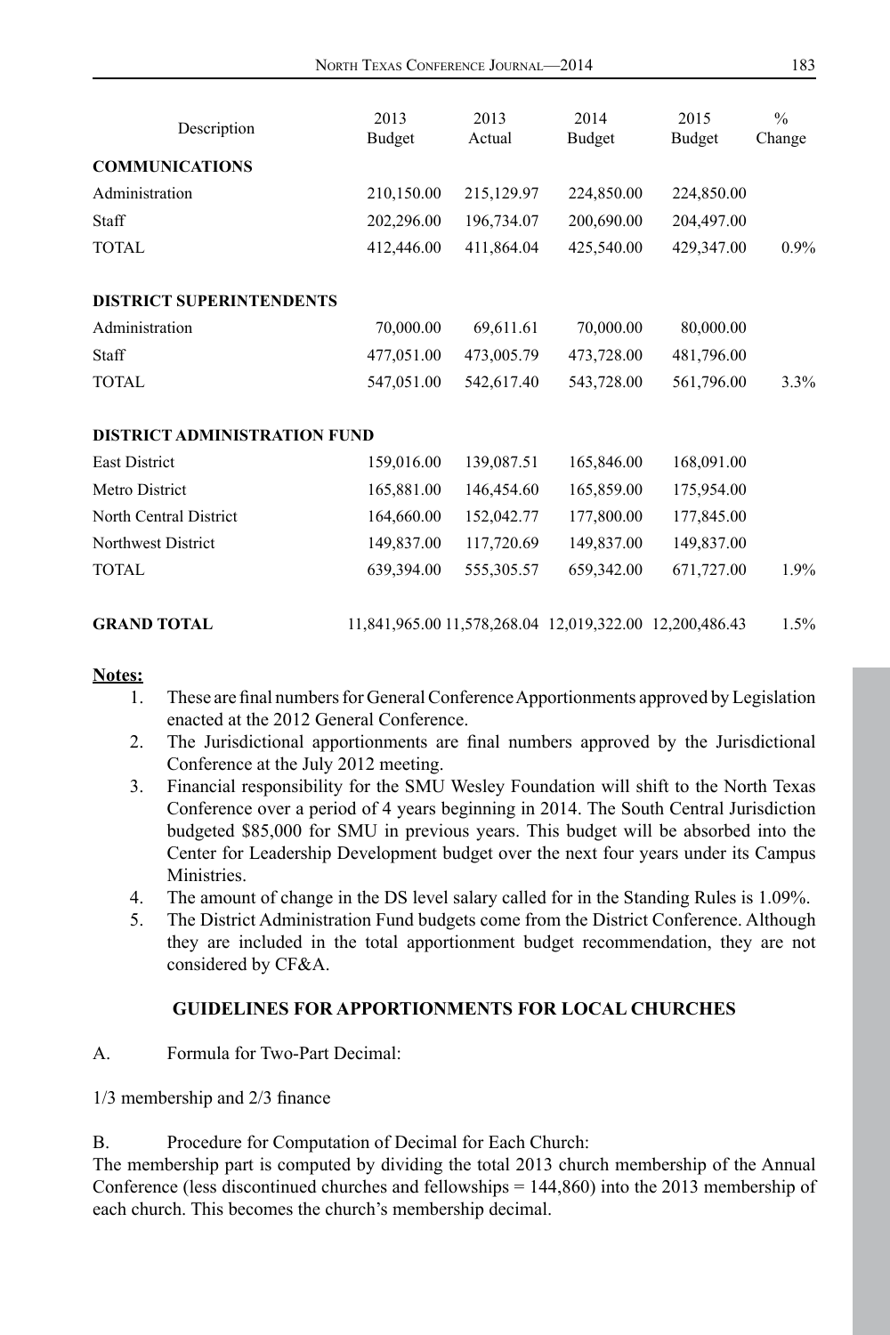| Description | 2013 Budget | 2013 Actual | 2014 Budget | 2015 Budget | % Change |
|---|---|---|---|---|---|
| **COMMUNICATIONS** | | | | | |
| Administration | 210,150.00 | 215,129.97 | 224,850.00 | 224,850.00 | |
| Staff | 202,296.00 | 196,734.07 | 200,690.00 | 204,497.00 | |
| TOTAL | 412,446.00 | 411,864.04 | 425,540.00 | 429,347.00 | 0.9% |
| **DISTRICT SUPERINTENDENTS** | | | | | |
| Administration | 70,000.00 | 69,611.61 | 70,000.00 | 80,000.00 | |
| Staff | 477,051.00 | 473,005.79 | 473,728.00 | 481,796.00 | |
| TOTAL | 547,051.00 | 542,617.40 | 543,728.00 | 561,796.00 | 3.3% |
| **DISTRICT ADMINISTRATION FUND** | | | | | |
| East District | 159,016.00 | 139,087.51 | 165,846.00 | 168,091.00 | |
| Metro District | 165,881.00 | 146,454.60 | 165,859.00 | 175,954.00 | |
| North Central District | 164,660.00 | 152,042.77 | 177,800.00 | 177,845.00 | |
| Northwest District | 149,837.00 | 117,720.69 | 149,837.00 | 149,837.00 | |
| TOTAL | 639,394.00 | 555,305.57 | 659,342.00 | 671,727.00 | 1.9% |
| **GRAND TOTAL** | 11,841,965.00 | 11,578,268.04 | 12,019,322.00 | 12,200,486.43 | 1.5% |

**Notes:**

1. These are final numbers for General Conference Apportionments approved by Legislation enacted at the 2012 General Conference.
2. The Jurisdictional apportionments are final numbers approved by the Jurisdictional Conference at the July 2012 meeting.
3. Financial responsibility for the SMU Wesley Foundation will shift to the North Texas Conference over a period of 4 years beginning in 2014. The South Central Jurisdiction budgeted $85,000 for SMU in previous years. This budget will be absorbed into the Center for Leadership Development budget over the next four years under its Campus Ministries.
4. The amount of change in the DS level salary called for in the Standing Rules is 1.09%.
5. The District Administration Fund budgets come from the District Conference. Although they are included in the total apportionment budget recommendation, they are not considered by CF&A.

## GUIDELINES FOR APPORTIONMENTS FOR LOCAL CHURCHES

A. Formula for Two-Part Decimal:

1/3 membership and 2/3 finance

B. Procedure for Computation of Decimal for Each Church:

The membership part is computed by dividing the total 2013 church membership of the Annual Conference (less discontinued churches and fellowships = 144,860) into the 2013 membership of each church. This becomes the church's membership decimal.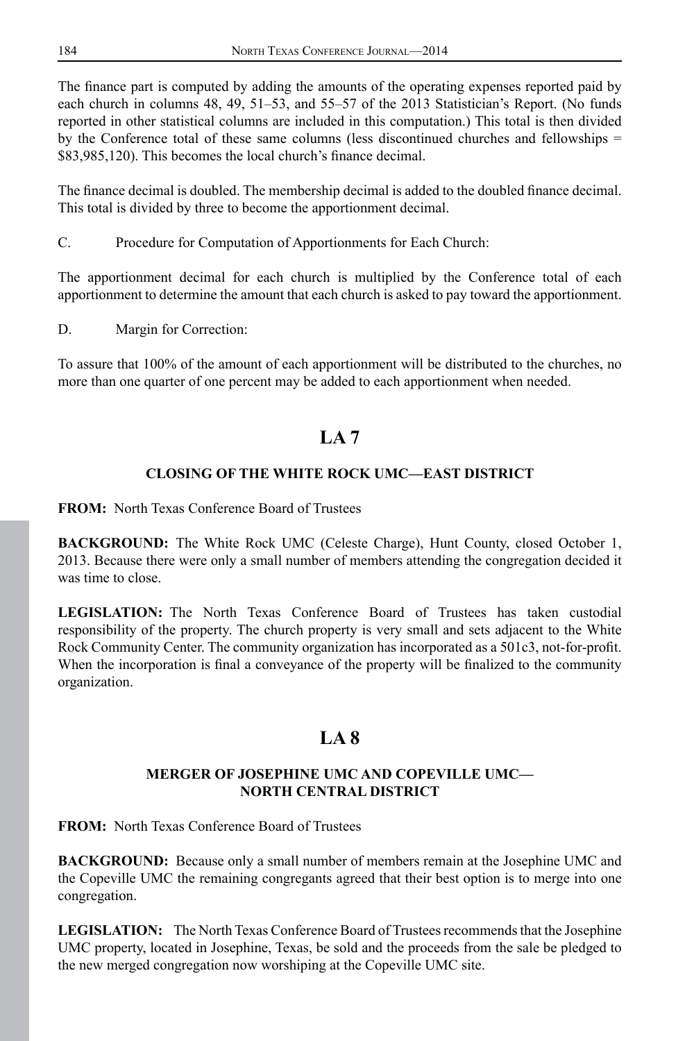The finance part is computed by adding the amounts of the operating expenses reported paid by each church in columns 48, 49, 51–53, and 55–57 of the 2013 Statistician's Report. (No funds reported in other statistical columns are included in this computation.) This total is then divided by the Conference total of these same columns (less discontinued churches and fellowships = $83,985,120). This becomes the local church's finance decimal.

The finance decimal is doubled. The membership decimal is added to the doubled finance decimal. This total is divided by three to become the apportionment decimal.

C. Procedure for Computation of Apportionments for Each Church:

The apportionment decimal for each church is multiplied by the Conference total of each apportionment to determine the amount that each church is asked to pay toward the apportionment.

D. Margin for Correction:

To assure that 100% of the amount of each apportionment will be distributed to the churches, no more than one quarter of one percent may be added to each apportionment when needed.

# LA 7

### CLOSING OF THE WHITE ROCK UMC—EAST DISTRICT

**FROM:** North Texas Conference Board of Trustees

**BACKGROUND:** The White Rock UMC (Celeste Charge), Hunt County, closed October 1, 2013. Because there were only a small number of members attending the congregation decided it was time to close.

**LEGISLATION:** The North Texas Conference Board of Trustees has taken custodial responsibility of the property. The church property is very small and sets adjacent to the White Rock Community Center. The community organization has incorporated as a 501c3, not-for-profit. When the incorporation is final a conveyance of the property will be finalized to the community organization.

# LA 8

### MERGER OF JOSEPHINE UMC AND COPEVILLE UMC— NORTH CENTRAL DISTRICT

**FROM:** North Texas Conference Board of Trustees

**BACKGROUND:** Because only a small number of members remain at the Josephine UMC and the Copeville UMC the remaining congregants agreed that their best option is to merge into one congregation.

**LEGISLATION:** The North Texas Conference Board of Trustees recommends that the Josephine UMC property, located in Josephine, Texas, be sold and the proceeds from the sale be pledged to the new merged congregation now worshiping at the Copeville UMC site.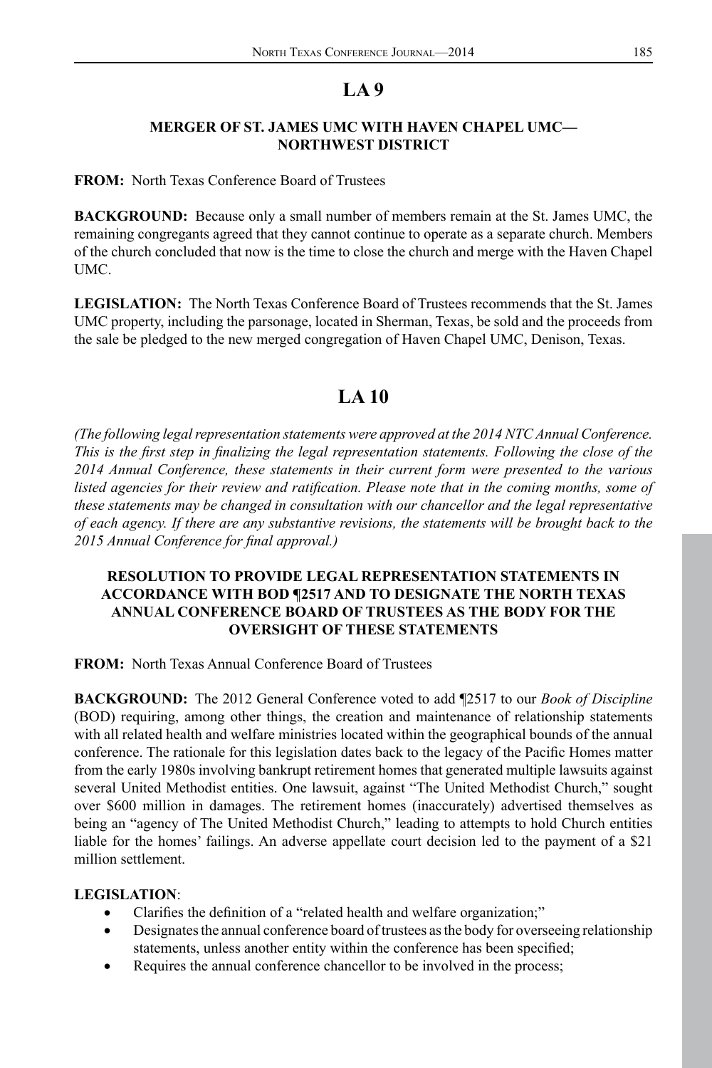## LA 9

### MERGER OF ST. JAMES UMC WITH HAVEN CHAPEL UMC—NORTHWEST DISTRICT

**FROM:** North Texas Conference Board of Trustees

**BACKGROUND:** Because only a small number of members remain at the St. James UMC, the remaining congregants agreed that they cannot continue to operate as a separate church. Members of the church concluded that now is the time to close the church and merge with the Haven Chapel UMC.

**LEGISLATION:** The North Texas Conference Board of Trustees recommends that the St. James UMC property, including the parsonage, located in Sherman, Texas, be sold and the proceeds from the sale be pledged to the new merged congregation of Haven Chapel UMC, Denison, Texas.

## LA 10

*(The following legal representation statements were approved at the 2014 NTC Annual Conference. This is the first step in finalizing the legal representation statements. Following the close of the 2014 Annual Conference, these statements in their current form were presented to the various listed agencies for their review and ratification. Please note that in the coming months, some of these statements may be changed in consultation with our chancellor and the legal representative of each agency. If there are any substantive revisions, the statements will be brought back to the 2015 Annual Conference for final approval.)*

### RESOLUTION TO PROVIDE LEGAL REPRESENTATION STATEMENTS IN ACCORDANCE WITH BOD ¶2517 AND TO DESIGNATE THE NORTH TEXAS ANNUAL CONFERENCE BOARD OF TRUSTEES AS THE BODY FOR THE OVERSIGHT OF THESE STATEMENTS

**FROM:** North Texas Annual Conference Board of Trustees

**BACKGROUND:** The 2012 General Conference voted to add ¶2517 to our *Book of Discipline* (BOD) requiring, among other things, the creation and maintenance of relationship statements with all related health and welfare ministries located within the geographical bounds of the annual conference. The rationale for this legislation dates back to the legacy of the Pacific Homes matter from the early 1980s involving bankrupt retirement homes that generated multiple lawsuits against several United Methodist entities. One lawsuit, against "The United Methodist Church," sought over $600 million in damages. The retirement homes (inaccurately) advertised themselves as being an "agency of The United Methodist Church," leading to attempts to hold Church entities liable for the homes' failings. An adverse appellate court decision led to the payment of a $21 million settlement.

**LEGISLATION**:

- Clarifies the definition of a "related health and welfare organization;"
- Designates the annual conference board of trustees as the body for overseeing relationship statements, unless another entity within the conference has been specified;
- Requires the annual conference chancellor to be involved in the process;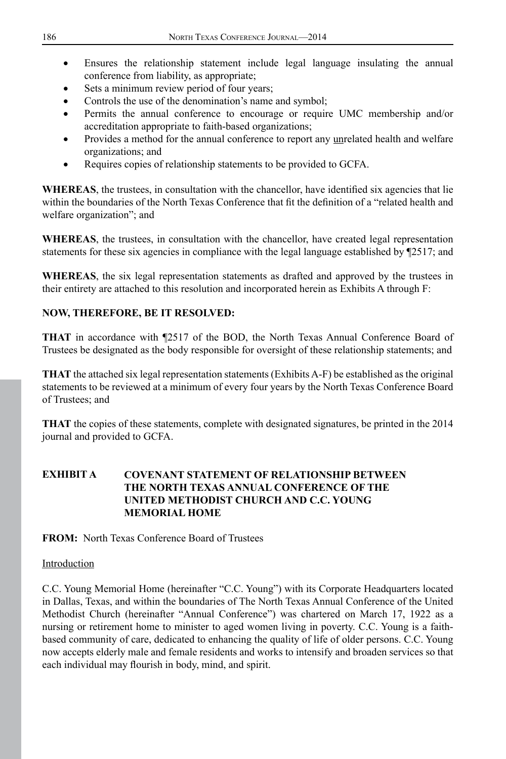- Ensures the relationship statement include legal language insulating the annual conference from liability, as appropriate;
- Sets a minimum review period of four years;
- Controls the use of the denomination's name and symbol;
- Permits the annual conference to encourage or require UMC membership and/or accreditation appropriate to faith-based organizations;
- Provides a method for the annual conference to report any <u>un</u>related health and welfare organizations; and
- Requires copies of relationship statements to be provided to GCFA.

**WHEREAS**, the trustees, in consultation with the chancellor, have identified six agencies that lie within the boundaries of the North Texas Conference that fit the definition of a "related health and welfare organization"; and

**WHEREAS**, the trustees, in consultation with the chancellor, have created legal representation statements for these six agencies in compliance with the legal language established by ¶2517; and

**WHEREAS**, the six legal representation statements as drafted and approved by the trustees in their entirety are attached to this resolution and incorporated herein as Exhibits A through F:

**NOW, THEREFORE, BE IT RESOLVED:**

**THAT** in accordance with ¶2517 of the BOD, the North Texas Annual Conference Board of Trustees be designated as the body responsible for oversight of these relationship statements; and

**THAT** the attached six legal representation statements (Exhibits A-F) be established as the original statements to be reviewed at a minimum of every four years by the North Texas Conference Board of Trustees; and

**THAT** the copies of these statements, complete with designated signatures, be printed in the 2014 journal and provided to GCFA.

## EXHIBIT A COVENANT STATEMENT OF RELATIONSHIP BETWEEN THE NORTH TEXAS ANNUAL CONFERENCE OF THE UNITED METHODIST CHURCH AND C.C. YOUNG MEMORIAL HOME

**FROM:** North Texas Conference Board of Trustees

<u>Introduction</u>

C.C. Young Memorial Home (hereinafter "C.C. Young") with its Corporate Headquarters located in Dallas, Texas, and within the boundaries of The North Texas Annual Conference of the United Methodist Church (hereinafter "Annual Conference") was chartered on March 17, 1922 as a nursing or retirement home to minister to aged women living in poverty. C.C. Young is a faith-based community of care, dedicated to enhancing the quality of life of older persons. C.C. Young now accepts elderly male and female residents and works to intensify and broaden services so that each individual may flourish in body, mind, and spirit.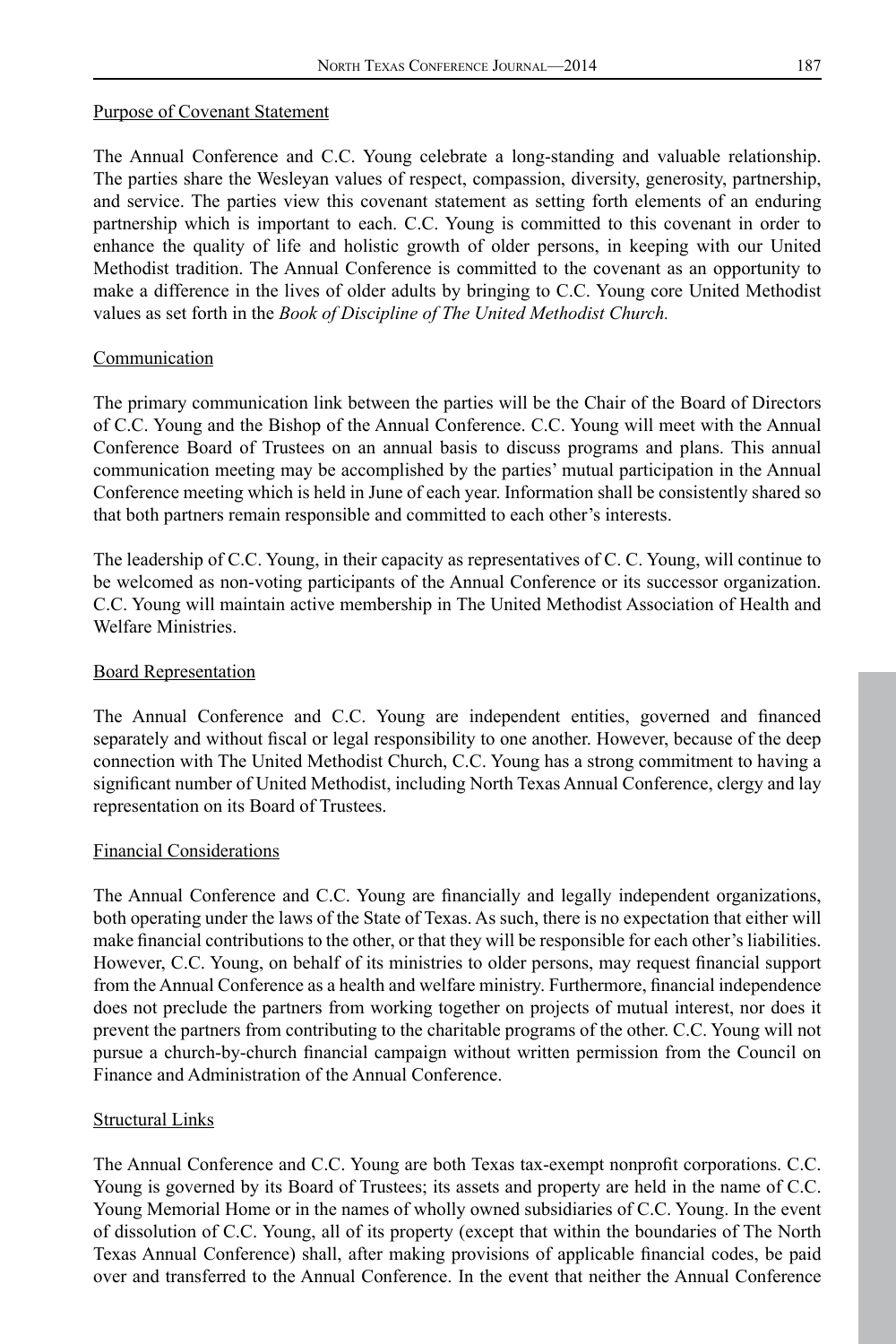Purpose of Covenant Statement

The Annual Conference and C.C. Young celebrate a long-standing and valuable relationship. The parties share the Wesleyan values of respect, compassion, diversity, generosity, partnership, and service. The parties view this covenant statement as setting forth elements of an enduring partnership which is important to each. C.C. Young is committed to this covenant in order to enhance the quality of life and holistic growth of older persons, in keeping with our United Methodist tradition. The Annual Conference is committed to the covenant as an opportunity to make a difference in the lives of older adults by bringing to C.C. Young core United Methodist values as set forth in the *Book of Discipline of The United Methodist Church.*

Communication

The primary communication link between the parties will be the Chair of the Board of Directors of C.C. Young and the Bishop of the Annual Conference. C.C. Young will meet with the Annual Conference Board of Trustees on an annual basis to discuss programs and plans. This annual communication meeting may be accomplished by the parties' mutual participation in the Annual Conference meeting which is held in June of each year. Information shall be consistently shared so that both partners remain responsible and committed to each other's interests.

The leadership of C.C. Young, in their capacity as representatives of C. C. Young, will continue to be welcomed as non-voting participants of the Annual Conference or its successor organization. C.C. Young will maintain active membership in The United Methodist Association of Health and Welfare Ministries.

Board Representation

The Annual Conference and C.C. Young are independent entities, governed and financed separately and without fiscal or legal responsibility to one another. However, because of the deep connection with The United Methodist Church, C.C. Young has a strong commitment to having a significant number of United Methodist, including North Texas Annual Conference, clergy and lay representation on its Board of Trustees.

Financial Considerations

The Annual Conference and C.C. Young are financially and legally independent organizations, both operating under the laws of the State of Texas. As such, there is no expectation that either will make financial contributions to the other, or that they will be responsible for each other's liabilities. However, C.C. Young, on behalf of its ministries to older persons, may request financial support from the Annual Conference as a health and welfare ministry. Furthermore, financial independence does not preclude the partners from working together on projects of mutual interest, nor does it prevent the partners from contributing to the charitable programs of the other. C.C. Young will not pursue a church-by-church financial campaign without written permission from the Council on Finance and Administration of the Annual Conference.

Structural Links

The Annual Conference and C.C. Young are both Texas tax-exempt nonprofit corporations. C.C. Young is governed by its Board of Trustees; its assets and property are held in the name of C.C. Young Memorial Home or in the names of wholly owned subsidiaries of C.C. Young. In the event of dissolution of C.C. Young, all of its property (except that within the boundaries of The North Texas Annual Conference) shall, after making provisions of applicable financial codes, be paid over and transferred to the Annual Conference. In the event that neither the Annual Conference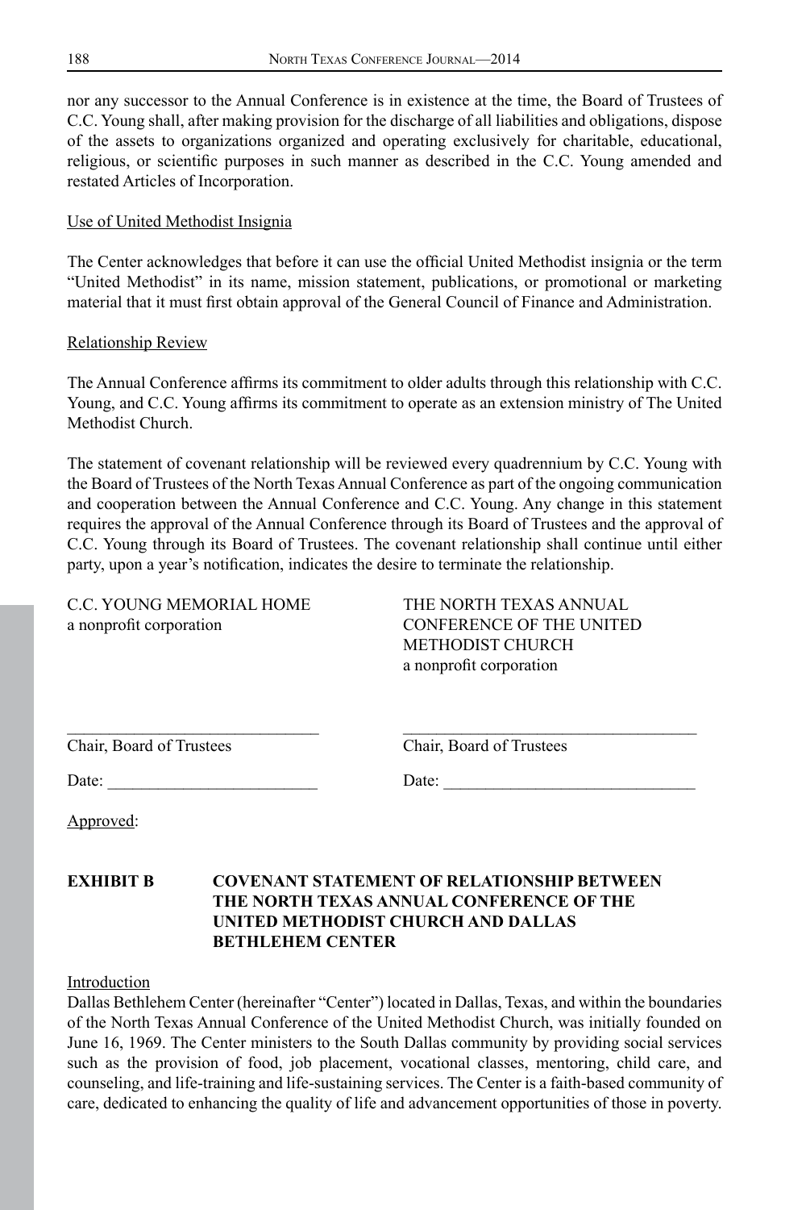nor any successor to the Annual Conference is in existence at the time, the Board of Trustees of C.C. Young shall, after making provision for the discharge of all liabilities and obligations, dispose of the assets to organizations organized and operating exclusively for charitable, educational, religious, or scientific purposes in such manner as described in the C.C. Young amended and restated Articles of Incorporation.

Use of United Methodist Insignia

The Center acknowledges that before it can use the official United Methodist insignia or the term "United Methodist" in its name, mission statement, publications, or promotional or marketing material that it must first obtain approval of the General Council of Finance and Administration.

Relationship Review

The Annual Conference affirms its commitment to older adults through this relationship with C.C. Young, and C.C. Young affirms its commitment to operate as an extension ministry of The United Methodist Church.

The statement of covenant relationship will be reviewed every quadrennium by C.C. Young with the Board of Trustees of the North Texas Annual Conference as part of the ongoing communication and cooperation between the Annual Conference and C.C. Young. Any change in this statement requires the approval of the Annual Conference through its Board of Trustees and the approval of C.C. Young through its Board of Trustees. The covenant relationship shall continue until either party, upon a year's notification, indicates the desire to terminate the relationship.

C.C. YOUNG MEMORIAL HOME
a nonprofit corporation

THE NORTH TEXAS ANNUAL CONFERENCE OF THE UNITED METHODIST CHURCH
a nonprofit corporation

______________________________
Chair, Board of Trustees

Date: ________________________

______________________________
Chair, Board of Trustees

Date: ________________________

Approved:

**EXHIBIT B COVENANT STATEMENT OF RELATIONSHIP BETWEEN THE NORTH TEXAS ANNUAL CONFERENCE OF THE UNITED METHODIST CHURCH AND DALLAS BETHLEHEM CENTER**

Introduction

Dallas Bethlehem Center (hereinafter "Center") located in Dallas, Texas, and within the boundaries of the North Texas Annual Conference of the United Methodist Church, was initially founded on June 16, 1969. The Center ministers to the South Dallas community by providing social services such as the provision of food, job placement, vocational classes, mentoring, child care, and counseling, and life-training and life-sustaining services. The Center is a faith-based community of care, dedicated to enhancing the quality of life and advancement opportunities of those in poverty.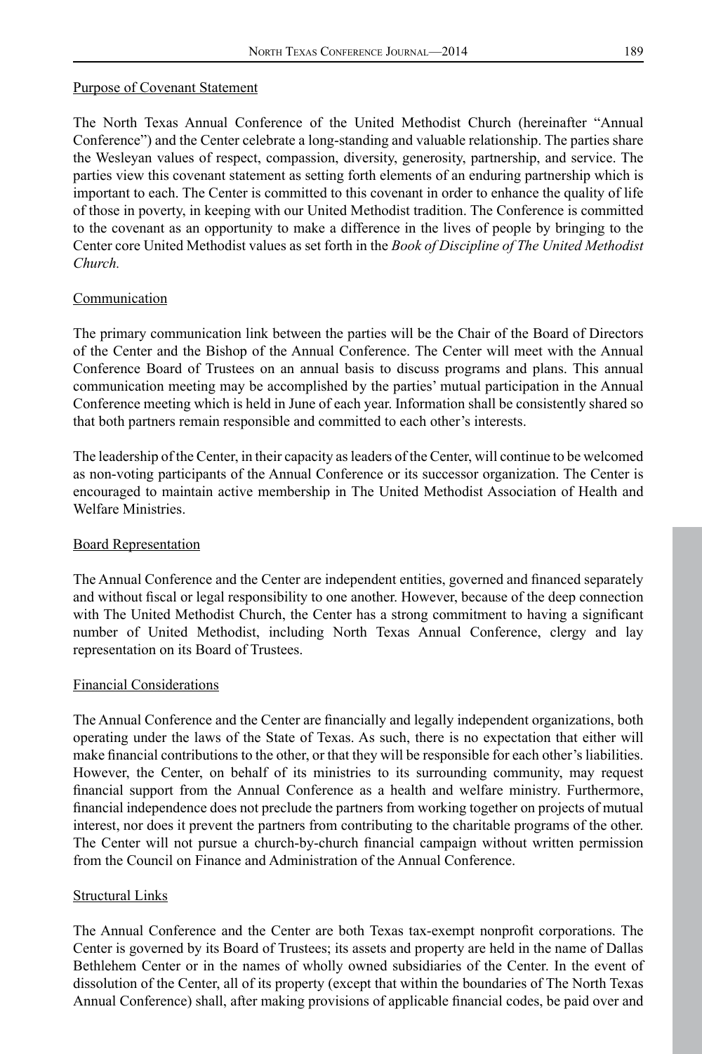Purpose of Covenant Statement

The North Texas Annual Conference of the United Methodist Church (hereinafter "Annual Conference") and the Center celebrate a long-standing and valuable relationship. The parties share the Wesleyan values of respect, compassion, diversity, generosity, partnership, and service. The parties view this covenant statement as setting forth elements of an enduring partnership which is important to each. The Center is committed to this covenant in order to enhance the quality of life of those in poverty, in keeping with our United Methodist tradition. The Conference is committed to the covenant as an opportunity to make a difference in the lives of people by bringing to the Center core United Methodist values as set forth in the *Book of Discipline of The United Methodist Church.*

Communication

The primary communication link between the parties will be the Chair of the Board of Directors of the Center and the Bishop of the Annual Conference. The Center will meet with the Annual Conference Board of Trustees on an annual basis to discuss programs and plans. This annual communication meeting may be accomplished by the parties' mutual participation in the Annual Conference meeting which is held in June of each year. Information shall be consistently shared so that both partners remain responsible and committed to each other's interests.

The leadership of the Center, in their capacity as leaders of the Center, will continue to be welcomed as non-voting participants of the Annual Conference or its successor organization. The Center is encouraged to maintain active membership in The United Methodist Association of Health and Welfare Ministries.

Board Representation

The Annual Conference and the Center are independent entities, governed and financed separately and without fiscal or legal responsibility to one another. However, because of the deep connection with The United Methodist Church, the Center has a strong commitment to having a significant number of United Methodist, including North Texas Annual Conference, clergy and lay representation on its Board of Trustees.

Financial Considerations

The Annual Conference and the Center are financially and legally independent organizations, both operating under the laws of the State of Texas. As such, there is no expectation that either will make financial contributions to the other, or that they will be responsible for each other's liabilities. However, the Center, on behalf of its ministries to its surrounding community, may request financial support from the Annual Conference as a health and welfare ministry. Furthermore, financial independence does not preclude the partners from working together on projects of mutual interest, nor does it prevent the partners from contributing to the charitable programs of the other. The Center will not pursue a church-by-church financial campaign without written permission from the Council on Finance and Administration of the Annual Conference.

Structural Links

The Annual Conference and the Center are both Texas tax-exempt nonprofit corporations. The Center is governed by its Board of Trustees; its assets and property are held in the name of Dallas Bethlehem Center or in the names of wholly owned subsidiaries of the Center. In the event of dissolution of the Center, all of its property (except that within the boundaries of The North Texas Annual Conference) shall, after making provisions of applicable financial codes, be paid over and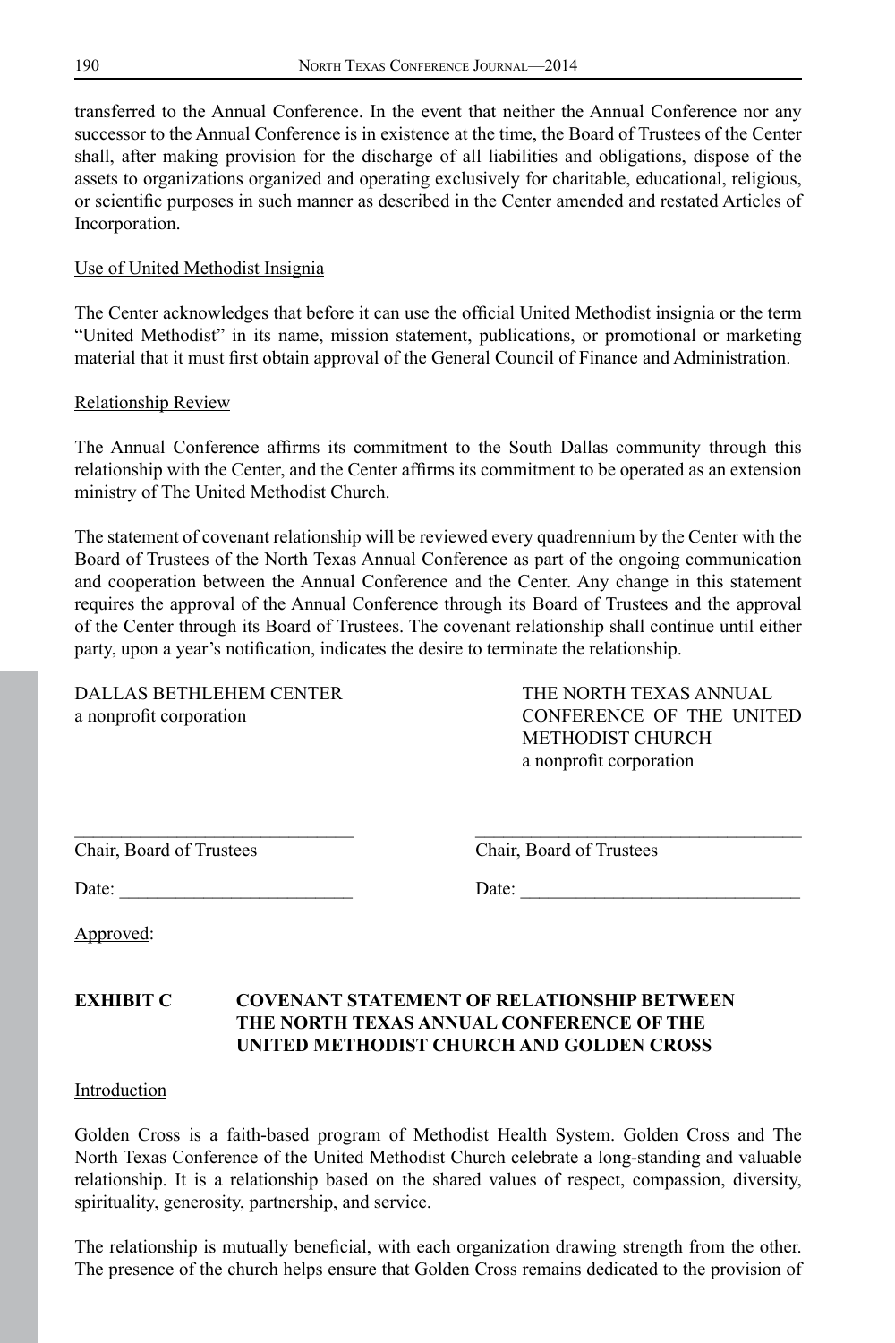transferred to the Annual Conference. In the event that neither the Annual Conference nor any successor to the Annual Conference is in existence at the time, the Board of Trustees of the Center shall, after making provision for the discharge of all liabilities and obligations, dispose of the assets to organizations organized and operating exclusively for charitable, educational, religious, or scientific purposes in such manner as described in the Center amended and restated Articles of Incorporation.

Use of United Methodist Insignia

The Center acknowledges that before it can use the official United Methodist insignia or the term "United Methodist" in its name, mission statement, publications, or promotional or marketing material that it must first obtain approval of the General Council of Finance and Administration.

Relationship Review

The Annual Conference affirms its commitment to the South Dallas community through this relationship with the Center, and the Center affirms its commitment to be operated as an extension ministry of The United Methodist Church.

The statement of covenant relationship will be reviewed every quadrennium by the Center with the Board of Trustees of the North Texas Annual Conference as part of the ongoing communication and cooperation between the Annual Conference and the Center. Any change in this statement requires the approval of the Annual Conference through its Board of Trustees and the approval of the Center through its Board of Trustees. The covenant relationship shall continue until either party, upon a year's notification, indicates the desire to terminate the relationship.

DALLAS BETHLEHEM CENTER
a nonprofit corporation

THE NORTH TEXAS ANNUAL CONFERENCE OF THE UNITED METHODIST CHURCH
a nonprofit corporation

______________________________
Chair, Board of Trustees

Date: _________________________

______________________________
Chair, Board of Trustees

Date: _________________________

Approved:

**EXHIBIT C COVENANT STATEMENT OF RELATIONSHIP BETWEEN THE NORTH TEXAS ANNUAL CONFERENCE OF THE UNITED METHODIST CHURCH AND GOLDEN CROSS**

Introduction

Golden Cross is a faith-based program of Methodist Health System. Golden Cross and The North Texas Conference of the United Methodist Church celebrate a long-standing and valuable relationship. It is a relationship based on the shared values of respect, compassion, diversity, spirituality, generosity, partnership, and service.

The relationship is mutually beneficial, with each organization drawing strength from the other. The presence of the church helps ensure that Golden Cross remains dedicated to the provision of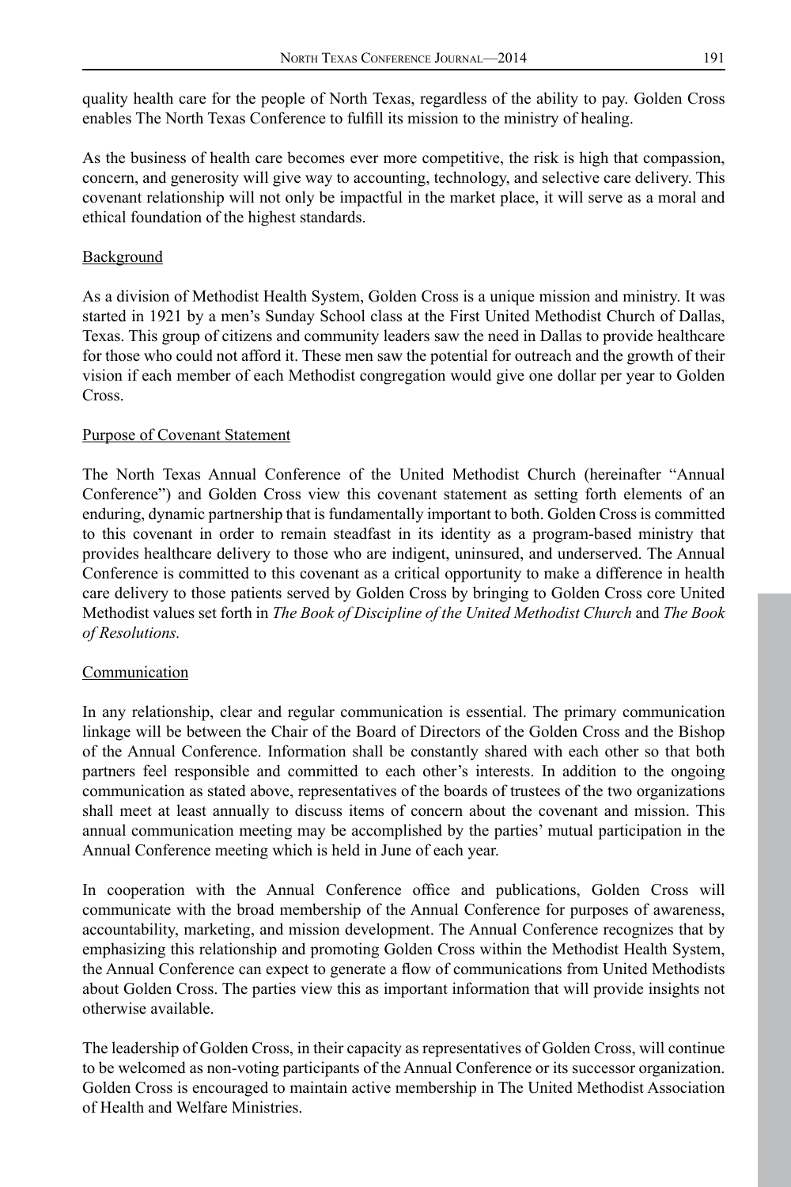quality health care for the people of North Texas, regardless of the ability to pay. Golden Cross enables The North Texas Conference to fulfill its mission to the ministry of healing.

As the business of health care becomes ever more competitive, the risk is high that compassion, concern, and generosity will give way to accounting, technology, and selective care delivery. This covenant relationship will not only be impactful in the market place, it will serve as a moral and ethical foundation of the highest standards.

<u>Background</u>

As a division of Methodist Health System, Golden Cross is a unique mission and ministry. It was started in 1921 by a men's Sunday School class at the First United Methodist Church of Dallas, Texas. This group of citizens and community leaders saw the need in Dallas to provide healthcare for those who could not afford it. These men saw the potential for outreach and the growth of their vision if each member of each Methodist congregation would give one dollar per year to Golden Cross.

<u>Purpose of Covenant Statement</u>

The North Texas Annual Conference of the United Methodist Church (hereinafter "Annual Conference") and Golden Cross view this covenant statement as setting forth elements of an enduring, dynamic partnership that is fundamentally important to both. Golden Cross is committed to this covenant in order to remain steadfast in its identity as a program-based ministry that provides healthcare delivery to those who are indigent, uninsured, and underserved. The Annual Conference is committed to this covenant as a critical opportunity to make a difference in health care delivery to those patients served by Golden Cross by bringing to Golden Cross core United Methodist values set forth in *The Book of Discipline of the United Methodist Church* and *The Book of Resolutions.*

<u>Communication</u>

In any relationship, clear and regular communication is essential. The primary communication linkage will be between the Chair of the Board of Directors of the Golden Cross and the Bishop of the Annual Conference. Information shall be constantly shared with each other so that both partners feel responsible and committed to each other's interests. In addition to the ongoing communication as stated above, representatives of the boards of trustees of the two organizations shall meet at least annually to discuss items of concern about the covenant and mission. This annual communication meeting may be accomplished by the parties' mutual participation in the Annual Conference meeting which is held in June of each year.

In cooperation with the Annual Conference office and publications, Golden Cross will communicate with the broad membership of the Annual Conference for purposes of awareness, accountability, marketing, and mission development. The Annual Conference recognizes that by emphasizing this relationship and promoting Golden Cross within the Methodist Health System, the Annual Conference can expect to generate a flow of communications from United Methodists about Golden Cross. The parties view this as important information that will provide insights not otherwise available.

The leadership of Golden Cross, in their capacity as representatives of Golden Cross, will continue to be welcomed as non-voting participants of the Annual Conference or its successor organization. Golden Cross is encouraged to maintain active membership in The United Methodist Association of Health and Welfare Ministries.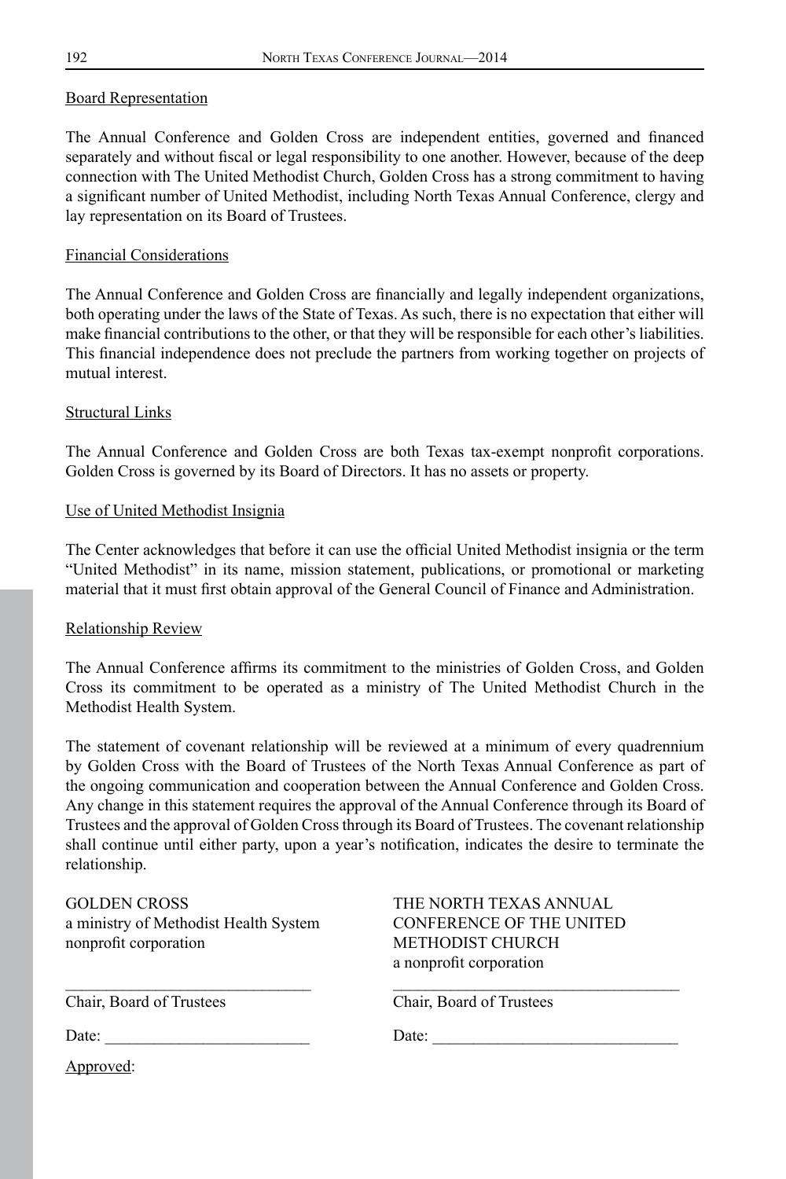Board Representation

The Annual Conference and Golden Cross are independent entities, governed and financed separately and without fiscal or legal responsibility to one another. However, because of the deep connection with The United Methodist Church, Golden Cross has a strong commitment to having a significant number of United Methodist, including North Texas Annual Conference, clergy and lay representation on its Board of Trustees.

Financial Considerations

The Annual Conference and Golden Cross are financially and legally independent organizations, both operating under the laws of the State of Texas. As such, there is no expectation that either will make financial contributions to the other, or that they will be responsible for each other's liabilities. This financial independence does not preclude the partners from working together on projects of mutual interest.

Structural Links

The Annual Conference and Golden Cross are both Texas tax-exempt nonprofit corporations. Golden Cross is governed by its Board of Directors. It has no assets or property.

Use of United Methodist Insignia

The Center acknowledges that before it can use the official United Methodist insignia or the term "United Methodist" in its name, mission statement, publications, or promotional or marketing material that it must first obtain approval of the General Council of Finance and Administration.

Relationship Review

The Annual Conference affirms its commitment to the ministries of Golden Cross, and Golden Cross its commitment to be operated as a ministry of The United Methodist Church in the Methodist Health System.

The statement of covenant relationship will be reviewed at a minimum of every quadrennium by Golden Cross with the Board of Trustees of the North Texas Annual Conference as part of the ongoing communication and cooperation between the Annual Conference and Golden Cross. Any change in this statement requires the approval of the Annual Conference through its Board of Trustees and the approval of Golden Cross through its Board of Trustees. The covenant relationship shall continue until either party, upon a year's notification, indicates the desire to terminate the relationship.

GOLDEN CROSS
a ministry of Methodist Health System
nonprofit corporation

______________________________
Chair, Board of Trustees

Date: _________________________

THE NORTH TEXAS ANNUAL
CONFERENCE OF THE UNITED
METHODIST CHURCH
a nonprofit corporation

___________________________________
Chair, Board of Trustees

Date: _____________________________

Approved: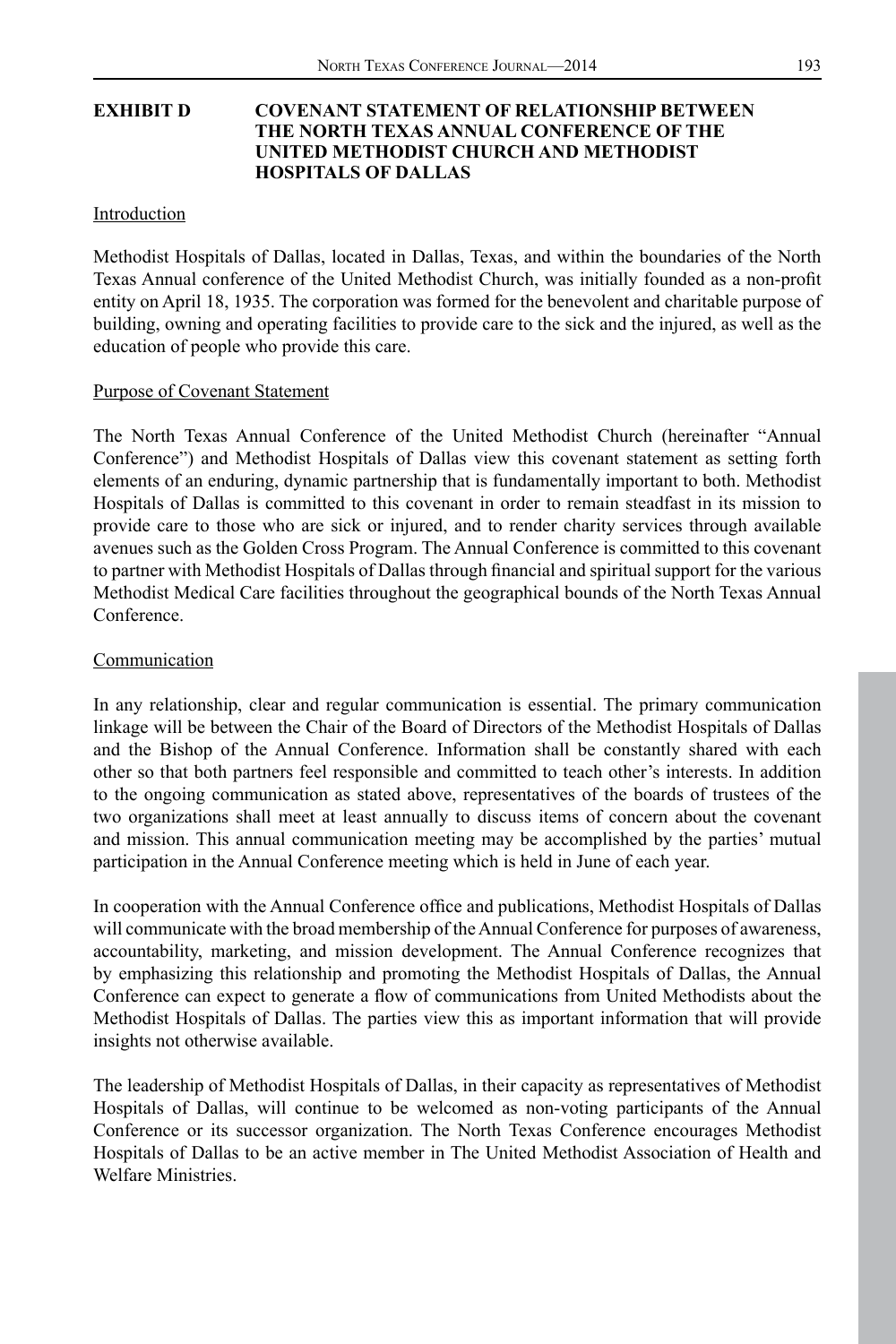## EXHIBIT D COVENANT STATEMENT OF RELATIONSHIP BETWEEN THE NORTH TEXAS ANNUAL CONFERENCE OF THE UNITED METHODIST CHURCH AND METHODIST HOSPITALS OF DALLAS

Introduction

Methodist Hospitals of Dallas, located in Dallas, Texas, and within the boundaries of the North Texas Annual conference of the United Methodist Church, was initially founded as a non-profit entity on April 18, 1935. The corporation was formed for the benevolent and charitable purpose of building, owning and operating facilities to provide care to the sick and the injured, as well as the education of people who provide this care.

Purpose of Covenant Statement

The North Texas Annual Conference of the United Methodist Church (hereinafter "Annual Conference") and Methodist Hospitals of Dallas view this covenant statement as setting forth elements of an enduring, dynamic partnership that is fundamentally important to both. Methodist Hospitals of Dallas is committed to this covenant in order to remain steadfast in its mission to provide care to those who are sick or injured, and to render charity services through available avenues such as the Golden Cross Program. The Annual Conference is committed to this covenant to partner with Methodist Hospitals of Dallas through financial and spiritual support for the various Methodist Medical Care facilities throughout the geographical bounds of the North Texas Annual Conference.

Communication

In any relationship, clear and regular communication is essential. The primary communication linkage will be between the Chair of the Board of Directors of the Methodist Hospitals of Dallas and the Bishop of the Annual Conference. Information shall be constantly shared with each other so that both partners feel responsible and committed to teach other's interests. In addition to the ongoing communication as stated above, representatives of the boards of trustees of the two organizations shall meet at least annually to discuss items of concern about the covenant and mission. This annual communication meeting may be accomplished by the parties' mutual participation in the Annual Conference meeting which is held in June of each year.

In cooperation with the Annual Conference office and publications, Methodist Hospitals of Dallas will communicate with the broad membership of the Annual Conference for purposes of awareness, accountability, marketing, and mission development. The Annual Conference recognizes that by emphasizing this relationship and promoting the Methodist Hospitals of Dallas, the Annual Conference can expect to generate a flow of communications from United Methodists about the Methodist Hospitals of Dallas. The parties view this as important information that will provide insights not otherwise available.

The leadership of Methodist Hospitals of Dallas, in their capacity as representatives of Methodist Hospitals of Dallas, will continue to be welcomed as non-voting participants of the Annual Conference or its successor organization. The North Texas Conference encourages Methodist Hospitals of Dallas to be an active member in The United Methodist Association of Health and Welfare Ministries.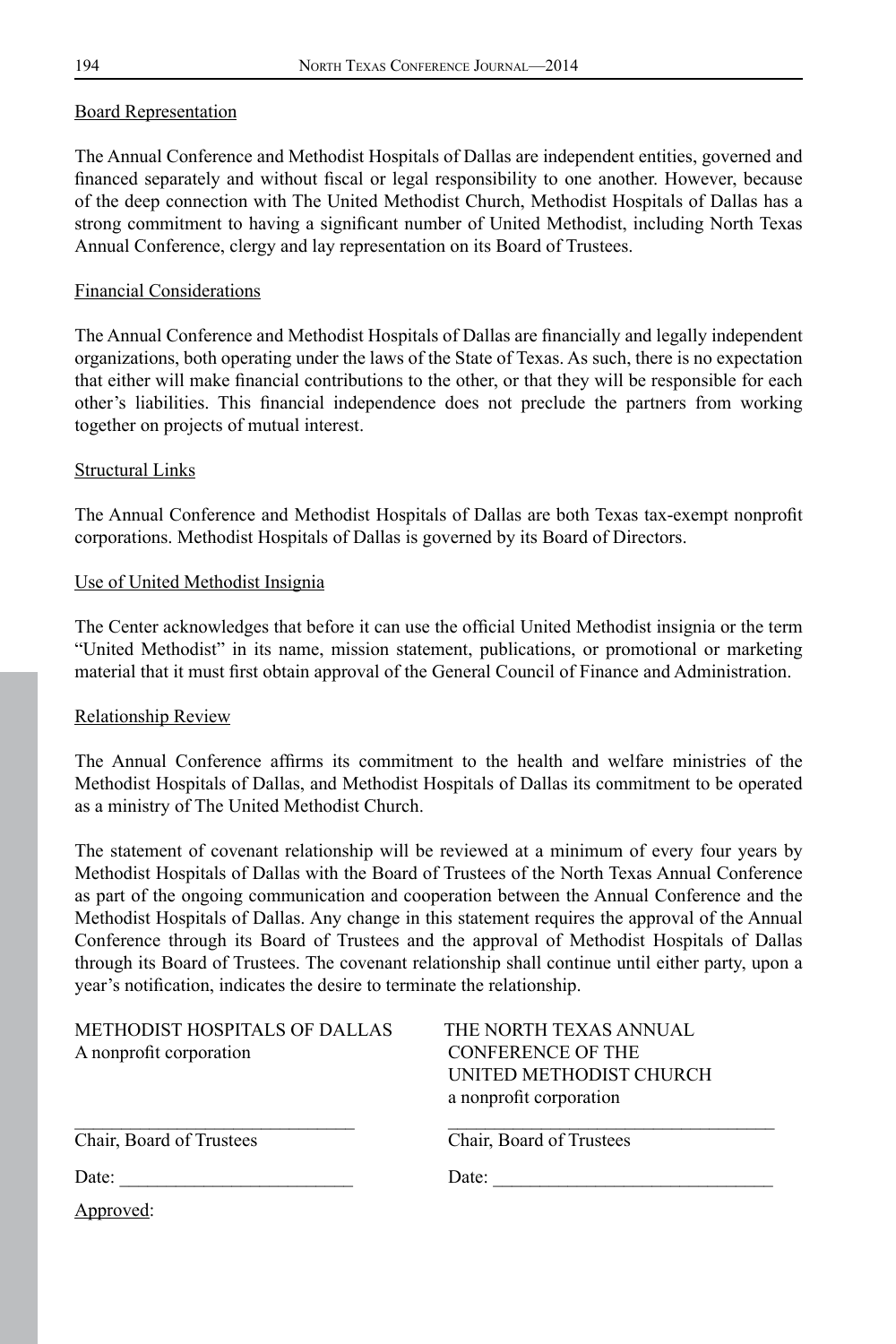Board Representation

The Annual Conference and Methodist Hospitals of Dallas are independent entities, governed and financed separately and without fiscal or legal responsibility to one another. However, because of the deep connection with The United Methodist Church, Methodist Hospitals of Dallas has a strong commitment to having a significant number of United Methodist, including North Texas Annual Conference, clergy and lay representation on its Board of Trustees.

Financial Considerations

The Annual Conference and Methodist Hospitals of Dallas are financially and legally independent organizations, both operating under the laws of the State of Texas. As such, there is no expectation that either will make financial contributions to the other, or that they will be responsible for each other's liabilities. This financial independence does not preclude the partners from working together on projects of mutual interest.

Structural Links

The Annual Conference and Methodist Hospitals of Dallas are both Texas tax-exempt nonprofit corporations. Methodist Hospitals of Dallas is governed by its Board of Directors.

Use of United Methodist Insignia

The Center acknowledges that before it can use the official United Methodist insignia or the term "United Methodist" in its name, mission statement, publications, or promotional or marketing material that it must first obtain approval of the General Council of Finance and Administration.

Relationship Review

The Annual Conference affirms its commitment to the health and welfare ministries of the Methodist Hospitals of Dallas, and Methodist Hospitals of Dallas its commitment to be operated as a ministry of The United Methodist Church.

The statement of covenant relationship will be reviewed at a minimum of every four years by Methodist Hospitals of Dallas with the Board of Trustees of the North Texas Annual Conference as part of the ongoing communication and cooperation between the Annual Conference and the Methodist Hospitals of Dallas. Any change in this statement requires the approval of the Annual Conference through its Board of Trustees and the approval of Methodist Hospitals of Dallas through its Board of Trustees. The covenant relationship shall continue until either party, upon a year's notification, indicates the desire to terminate the relationship.

| METHODIST HOSPITALS OF DALLAS<br>A nonprofit corporation | THE NORTH TEXAS ANNUAL<br>CONFERENCE OF THE<br>UNITED METHODIST CHURCH<br>a nonprofit corporation |
|---|---|
| ______________________________<br>Chair, Board of Trustees | ______________________________<br>Chair, Board of Trustees |
| Date: ________________________ | Date: ________________________ |

Approved: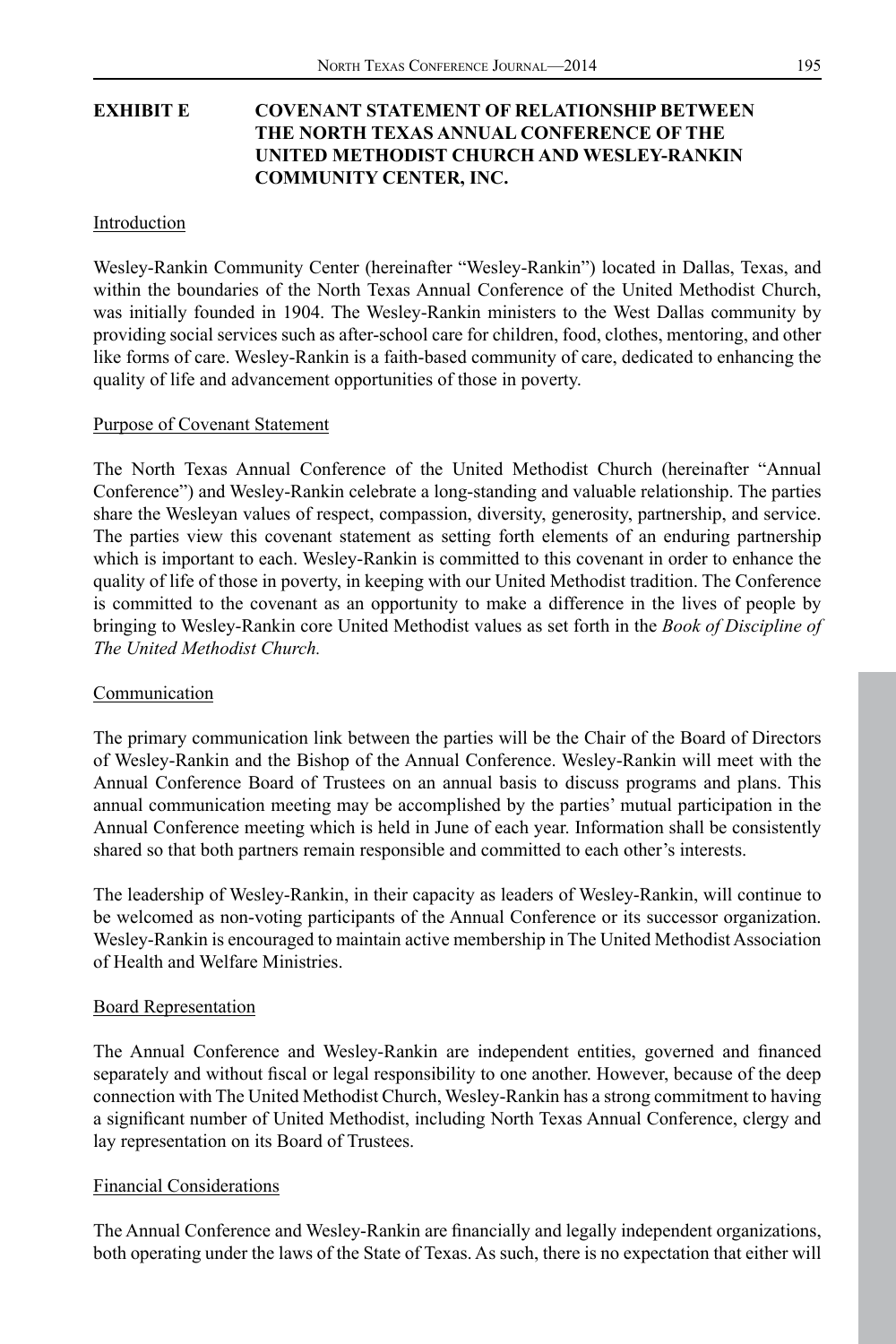# EXHIBIT E COVENANT STATEMENT OF RELATIONSHIP BETWEEN THE NORTH TEXAS ANNUAL CONFERENCE OF THE UNITED METHODIST CHURCH AND WESLEY-RANKIN COMMUNITY CENTER, INC.

Introduction

Wesley-Rankin Community Center (hereinafter "Wesley-Rankin") located in Dallas, Texas, and within the boundaries of the North Texas Annual Conference of the United Methodist Church, was initially founded in 1904. The Wesley-Rankin ministers to the West Dallas community by providing social services such as after-school care for children, food, clothes, mentoring, and other like forms of care. Wesley-Rankin is a faith-based community of care, dedicated to enhancing the quality of life and advancement opportunities of those in poverty.

Purpose of Covenant Statement

The North Texas Annual Conference of the United Methodist Church (hereinafter "Annual Conference") and Wesley-Rankin celebrate a long-standing and valuable relationship. The parties share the Wesleyan values of respect, compassion, diversity, generosity, partnership, and service. The parties view this covenant statement as setting forth elements of an enduring partnership which is important to each. Wesley-Rankin is committed to this covenant in order to enhance the quality of life of those in poverty, in keeping with our United Methodist tradition. The Conference is committed to the covenant as an opportunity to make a difference in the lives of people by bringing to Wesley-Rankin core United Methodist values as set forth in the *Book of Discipline of The United Methodist Church.*

Communication

The primary communication link between the parties will be the Chair of the Board of Directors of Wesley-Rankin and the Bishop of the Annual Conference. Wesley-Rankin will meet with the Annual Conference Board of Trustees on an annual basis to discuss programs and plans. This annual communication meeting may be accomplished by the parties' mutual participation in the Annual Conference meeting which is held in June of each year. Information shall be consistently shared so that both partners remain responsible and committed to each other's interests.

The leadership of Wesley-Rankin, in their capacity as leaders of Wesley-Rankin, will continue to be welcomed as non-voting participants of the Annual Conference or its successor organization. Wesley-Rankin is encouraged to maintain active membership in The United Methodist Association of Health and Welfare Ministries.

Board Representation

The Annual Conference and Wesley-Rankin are independent entities, governed and financed separately and without fiscal or legal responsibility to one another. However, because of the deep connection with The United Methodist Church, Wesley-Rankin has a strong commitment to having a significant number of United Methodist, including North Texas Annual Conference, clergy and lay representation on its Board of Trustees.

Financial Considerations

The Annual Conference and Wesley-Rankin are financially and legally independent organizations, both operating under the laws of the State of Texas. As such, there is no expectation that either will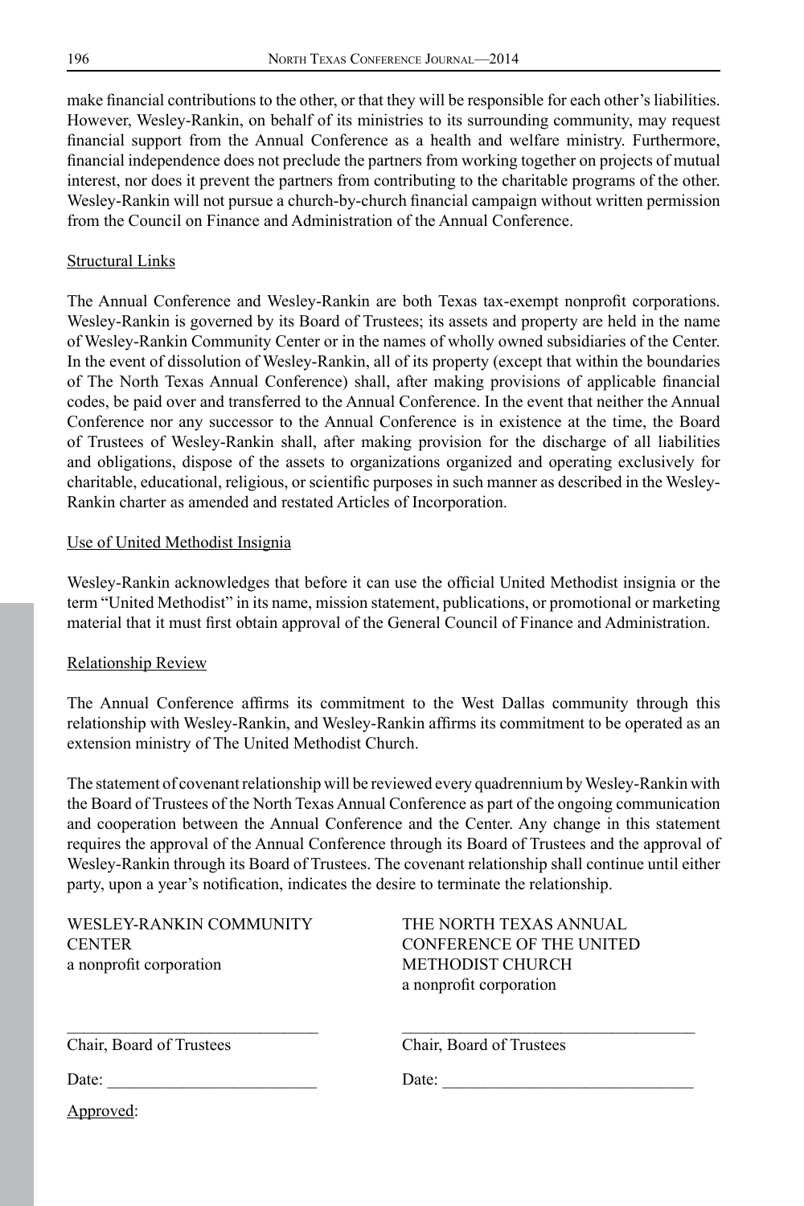make financial contributions to the other, or that they will be responsible for each other's liabilities. However, Wesley-Rankin, on behalf of its ministries to its surrounding community, may request financial support from the Annual Conference as a health and welfare ministry. Furthermore, financial independence does not preclude the partners from working together on projects of mutual interest, nor does it prevent the partners from contributing to the charitable programs of the other. Wesley-Rankin will not pursue a church-by-church financial campaign without written permission from the Council on Finance and Administration of the Annual Conference.

<u>Structural Links</u>

The Annual Conference and Wesley-Rankin are both Texas tax-exempt nonprofit corporations. Wesley-Rankin is governed by its Board of Trustees; its assets and property are held in the name of Wesley-Rankin Community Center or in the names of wholly owned subsidiaries of the Center. In the event of dissolution of Wesley-Rankin, all of its property (except that within the boundaries of The North Texas Annual Conference) shall, after making provisions of applicable financial codes, be paid over and transferred to the Annual Conference. In the event that neither the Annual Conference nor any successor to the Annual Conference is in existence at the time, the Board of Trustees of Wesley-Rankin shall, after making provision for the discharge of all liabilities and obligations, dispose of the assets to organizations organized and operating exclusively for charitable, educational, religious, or scientific purposes in such manner as described in the Wesley-Rankin charter as amended and restated Articles of Incorporation.

<u>Use of United Methodist Insignia</u>

Wesley-Rankin acknowledges that before it can use the official United Methodist insignia or the term "United Methodist" in its name, mission statement, publications, or promotional or marketing material that it must first obtain approval of the General Council of Finance and Administration.

<u>Relationship Review</u>

The Annual Conference affirms its commitment to the West Dallas community through this relationship with Wesley-Rankin, and Wesley-Rankin affirms its commitment to be operated as an extension ministry of The United Methodist Church.

The statement of covenant relationship will be reviewed every quadrennium by Wesley-Rankin with the Board of Trustees of the North Texas Annual Conference as part of the ongoing communication and cooperation between the Annual Conference and the Center. Any change in this statement requires the approval of the Annual Conference through its Board of Trustees and the approval of Wesley-Rankin through its Board of Trustees. The covenant relationship shall continue until either party, upon a year's notification, indicates the desire to terminate the relationship.

WESLEY-RANKIN COMMUNITY CENTER
a nonprofit corporation

\_\_\_\_\_\_\_\_\_\_\_\_\_\_\_\_\_\_\_\_\_\_\_\_\_\_\_\_\_\_
Chair, Board of Trustees

Date: \_\_\_\_\_\_\_\_\_\_\_\_\_\_\_\_\_\_\_\_\_\_\_\_\_

THE NORTH TEXAS ANNUAL CONFERENCE OF THE UNITED METHODIST CHURCH
a nonprofit corporation

\_\_\_\_\_\_\_\_\_\_\_\_\_\_\_\_\_\_\_\_\_\_\_\_\_\_\_\_\_\_\_\_\_\_\_
Chair, Board of Trustees

Date: \_\_\_\_\_\_\_\_\_\_\_\_\_\_\_\_\_\_\_\_\_\_\_\_\_\_\_\_\_\_

<u>Approved</u>: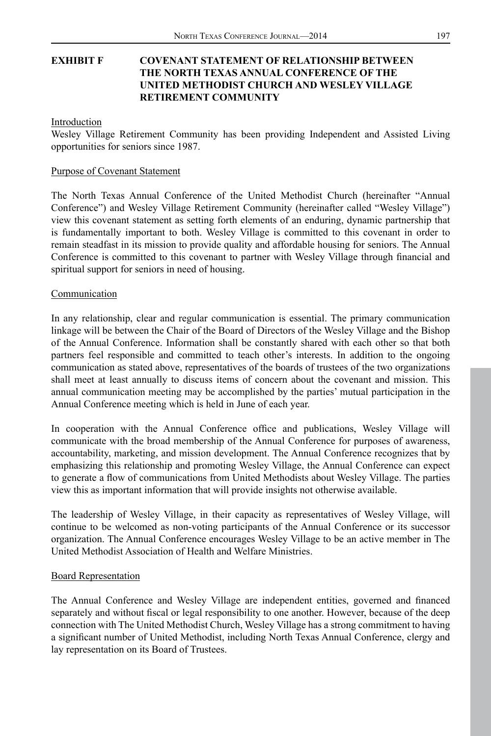## EXHIBIT F COVENANT STATEMENT OF RELATIONSHIP BETWEEN THE NORTH TEXAS ANNUAL CONFERENCE OF THE UNITED METHODIST CHURCH AND WESLEY VILLAGE RETIREMENT COMMUNITY

Introduction

Wesley Village Retirement Community has been providing Independent and Assisted Living opportunities for seniors since 1987.

Purpose of Covenant Statement

The North Texas Annual Conference of the United Methodist Church (hereinafter "Annual Conference") and Wesley Village Retirement Community (hereinafter called "Wesley Village") view this covenant statement as setting forth elements of an enduring, dynamic partnership that is fundamentally important to both. Wesley Village is committed to this covenant in order to remain steadfast in its mission to provide quality and affordable housing for seniors. The Annual Conference is committed to this covenant to partner with Wesley Village through financial and spiritual support for seniors in need of housing.

Communication

In any relationship, clear and regular communication is essential. The primary communication linkage will be between the Chair of the Board of Directors of the Wesley Village and the Bishop of the Annual Conference. Information shall be constantly shared with each other so that both partners feel responsible and committed to teach other's interests. In addition to the ongoing communication as stated above, representatives of the boards of trustees of the two organizations shall meet at least annually to discuss items of concern about the covenant and mission. This annual communication meeting may be accomplished by the parties' mutual participation in the Annual Conference meeting which is held in June of each year.

In cooperation with the Annual Conference office and publications, Wesley Village will communicate with the broad membership of the Annual Conference for purposes of awareness, accountability, marketing, and mission development. The Annual Conference recognizes that by emphasizing this relationship and promoting Wesley Village, the Annual Conference can expect to generate a flow of communications from United Methodists about Wesley Village. The parties view this as important information that will provide insights not otherwise available.

The leadership of Wesley Village, in their capacity as representatives of Wesley Village, will continue to be welcomed as non-voting participants of the Annual Conference or its successor organization. The Annual Conference encourages Wesley Village to be an active member in The United Methodist Association of Health and Welfare Ministries.

Board Representation

The Annual Conference and Wesley Village are independent entities, governed and financed separately and without fiscal or legal responsibility to one another. However, because of the deep connection with The United Methodist Church, Wesley Village has a strong commitment to having a significant number of United Methodist, including North Texas Annual Conference, clergy and lay representation on its Board of Trustees.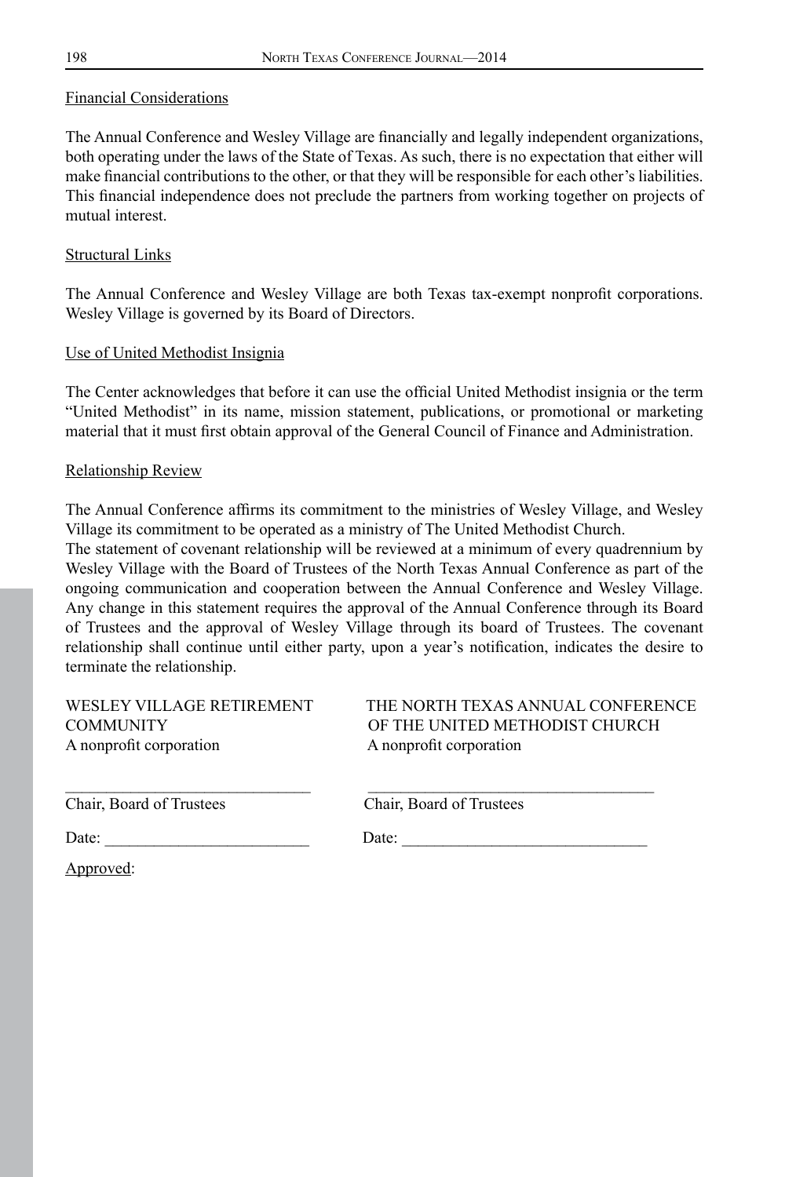Financial Considerations

The Annual Conference and Wesley Village are financially and legally independent organizations, both operating under the laws of the State of Texas. As such, there is no expectation that either will make financial contributions to the other, or that they will be responsible for each other's liabilities. This financial independence does not preclude the partners from working together on projects of mutual interest.

Structural Links

The Annual Conference and Wesley Village are both Texas tax-exempt nonprofit corporations. Wesley Village is governed by its Board of Directors.

Use of United Methodist Insignia

The Center acknowledges that before it can use the official United Methodist insignia or the term "United Methodist" in its name, mission statement, publications, or promotional or marketing material that it must first obtain approval of the General Council of Finance and Administration.

Relationship Review

The Annual Conference affirms its commitment to the ministries of Wesley Village, and Wesley Village its commitment to be operated as a ministry of The United Methodist Church.
The statement of covenant relationship will be reviewed at a minimum of every quadrennium by Wesley Village with the Board of Trustees of the North Texas Annual Conference as part of the ongoing communication and cooperation between the Annual Conference and Wesley Village. Any change in this statement requires the approval of the Annual Conference through its Board of Trustees and the approval of Wesley Village through its board of Trustees. The covenant relationship shall continue until either party, upon a year's notification, indicates the desire to terminate the relationship.

WESLEY VILLAGE RETIREMENT COMMUNITY
A nonprofit corporation

\_\_\_\_\_\_\_\_\_\_\_\_\_\_\_\_\_\_\_\_\_\_\_\_\_\_\_\_\_\_
Chair, Board of Trustees

Date: \_\_\_\_\_\_\_\_\_\_\_\_\_\_\_\_\_\_\_\_\_\_\_\_\_

THE NORTH TEXAS ANNUAL CONFERENCE OF THE UNITED METHODIST CHURCH
A nonprofit corporation

\_\_\_\_\_\_\_\_\_\_\_\_\_\_\_\_\_\_\_\_\_\_\_\_\_\_\_\_\_\_
Chair, Board of Trustees

Date: \_\_\_\_\_\_\_\_\_\_\_\_\_\_\_\_\_\_\_\_\_\_\_\_\_

Approved: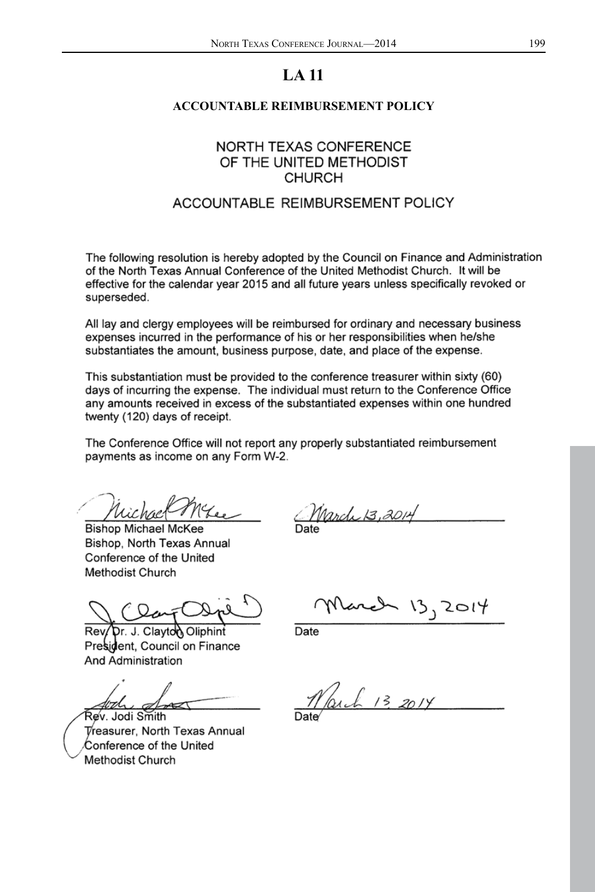# LA 11

## ACCOUNTABLE REIMBURSEMENT POLICY

NORTH TEXAS CONFERENCE
OF THE UNITED METHODIST
CHURCH

ACCOUNTABLE REIMBURSEMENT POLICY

The following resolution is hereby adopted by the Council on Finance and Administration of the North Texas Annual Conference of the United Methodist Church. It will be effective for the calendar year 2015 and all future years unless specifically revoked or superseded.

All lay and clergy employees will be reimbursed for ordinary and necessary business expenses incurred in the performance of his or her responsibilities when he/she substantiates the amount, business purpose, date, and place of the expense.

This substantiation must be provided to the conference treasurer within sixty (60) days of incurring the expense. The individual must return to the Conference Office any amounts received in excess of the substantiated expenses within one hundred twenty (120) days of receipt.

The Conference Office will not report any properly substantiated reimbursement payments as income on any Form W-2.

Michael McKee — March 13, 2014
Bishop Michael McKee
Bishop, North Texas Annual Conference of the United Methodist Church
Date

J. Clayton Oliphint — March 13, 2014
Rev. Dr. J. Clayton Oliphint
President, Council on Finance And Administration
Date

Jodi Smith — March 13, 2014
Rev. Jodi Smith
Treasurer, North Texas Annual Conference of the United Methodist Church
Date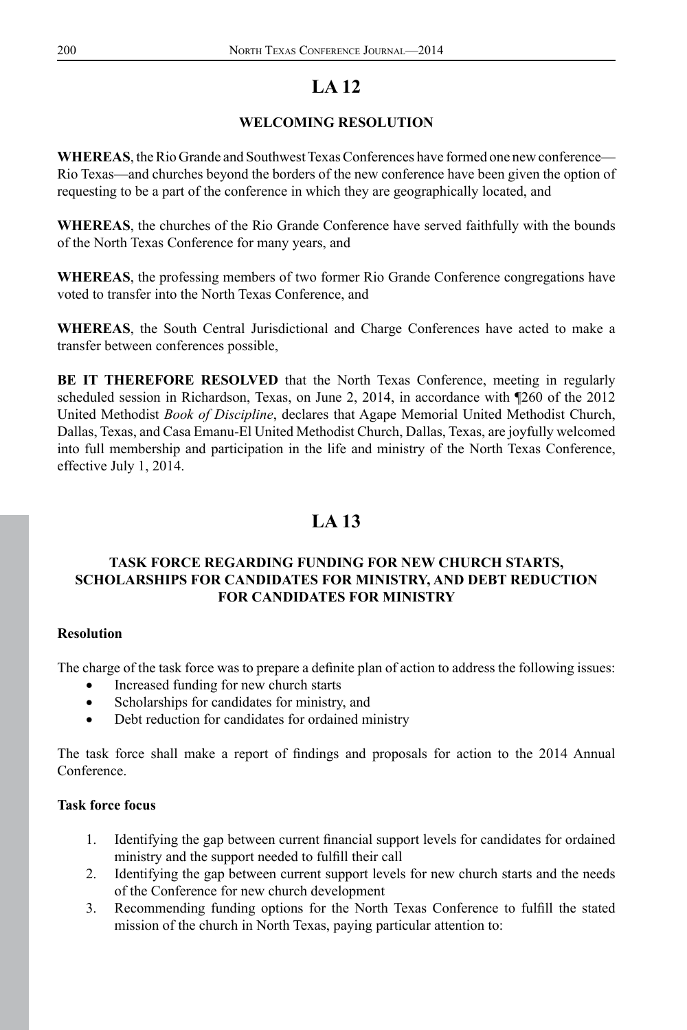# LA 12

### WELCOMING RESOLUTION

**WHEREAS**, the Rio Grande and Southwest Texas Conferences have formed one new conference—Rio Texas—and churches beyond the borders of the new conference have been given the option of requesting to be a part of the conference in which they are geographically located, and

**WHEREAS**, the churches of the Rio Grande Conference have served faithfully with the bounds of the North Texas Conference for many years, and

**WHEREAS**, the professing members of two former Rio Grande Conference congregations have voted to transfer into the North Texas Conference, and

**WHEREAS**, the South Central Jurisdictional and Charge Conferences have acted to make a transfer between conferences possible,

**BE IT THEREFORE RESOLVED** that the North Texas Conference, meeting in regularly scheduled session in Richardson, Texas, on June 2, 2014, in accordance with ¶260 of the 2012 United Methodist *Book of Discipline*, declares that Agape Memorial United Methodist Church, Dallas, Texas, and Casa Emanu-El United Methodist Church, Dallas, Texas, are joyfully welcomed into full membership and participation in the life and ministry of the North Texas Conference, effective July 1, 2014.

# LA 13

### TASK FORCE REGARDING FUNDING FOR NEW CHURCH STARTS, SCHOLARSHIPS FOR CANDIDATES FOR MINISTRY, AND DEBT REDUCTION FOR CANDIDATES FOR MINISTRY

**Resolution**

The charge of the task force was to prepare a definite plan of action to address the following issues:

- Increased funding for new church starts
- Scholarships for candidates for ministry, and
- Debt reduction for candidates for ordained ministry

The task force shall make a report of findings and proposals for action to the 2014 Annual Conference.

**Task force focus**

1. Identifying the gap between current financial support levels for candidates for ordained ministry and the support needed to fulfill their call
2. Identifying the gap between current support levels for new church starts and the needs of the Conference for new church development
3. Recommending funding options for the North Texas Conference to fulfill the stated mission of the church in North Texas, paying particular attention to: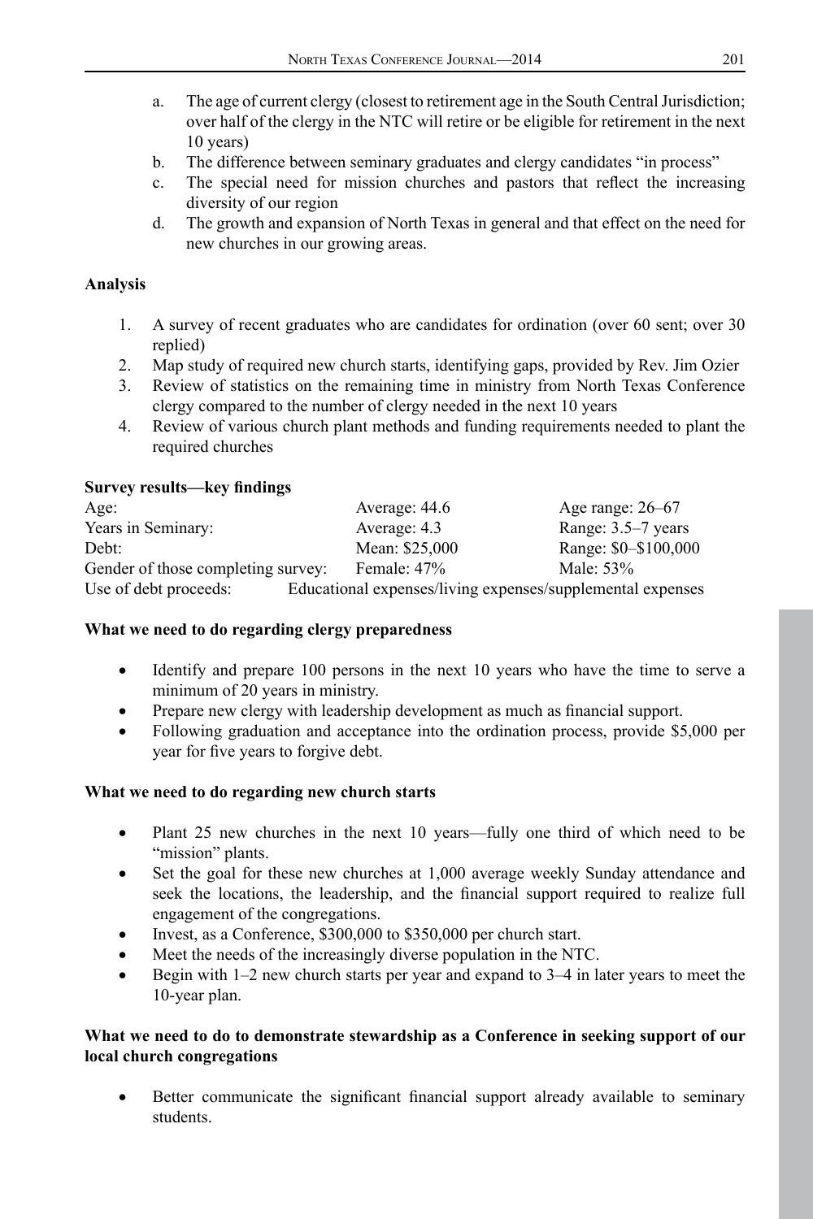a. The age of current clergy (closest to retirement age in the South Central Jurisdiction; over half of the clergy in the NTC will retire or be eligible for retirement in the next 10 years)
b. The difference between seminary graduates and clergy candidates "in process"
c. The special need for mission churches and pastors that reflect the increasing diversity of our region
d. The growth and expansion of North Texas in general and that effect on the need for new churches in our growing areas.

**Analysis**

1. A survey of recent graduates who are candidates for ordination (over 60 sent; over 30 replied)
2. Map study of required new church starts, identifying gaps, provided by Rev. Jim Ozier
3. Review of statistics on the remaining time in ministry from North Texas Conference clergy compared to the number of clergy needed in the next 10 years
4. Review of various church plant methods and funding requirements needed to plant the required churches

**Survey results—key findings**

| | | |
|---|---|---|
| Age: | Average: 44.6 | Age range: 26–67 |
| Years in Seminary: | Average: 4.3 | Range: 3.5–7 years |
| Debt: | Mean: $25,000 | Range: $0–$100,000 |
| Gender of those completing survey: | Female: 47% | Male: 53% |
| Use of debt proceeds: | Educational expenses/living expenses/supplemental expenses | |

**What we need to do regarding clergy preparedness**

- Identify and prepare 100 persons in the next 10 years who have the time to serve a minimum of 20 years in ministry.
- Prepare new clergy with leadership development as much as financial support.
- Following graduation and acceptance into the ordination process, provide $5,000 per year for five years to forgive debt.

**What we need to do regarding new church starts**

- Plant 25 new churches in the next 10 years—fully one third of which need to be "mission" plants.
- Set the goal for these new churches at 1,000 average weekly Sunday attendance and seek the locations, the leadership, and the financial support required to realize full engagement of the congregations.
- Invest, as a Conference, $300,000 to $350,000 per church start.
- Meet the needs of the increasingly diverse population in the NTC.
- Begin with 1–2 new church starts per year and expand to 3–4 in later years to meet the 10-year plan.

**What we need to do to demonstrate stewardship as a Conference in seeking support of our local church congregations**

- Better communicate the significant financial support already available to seminary students.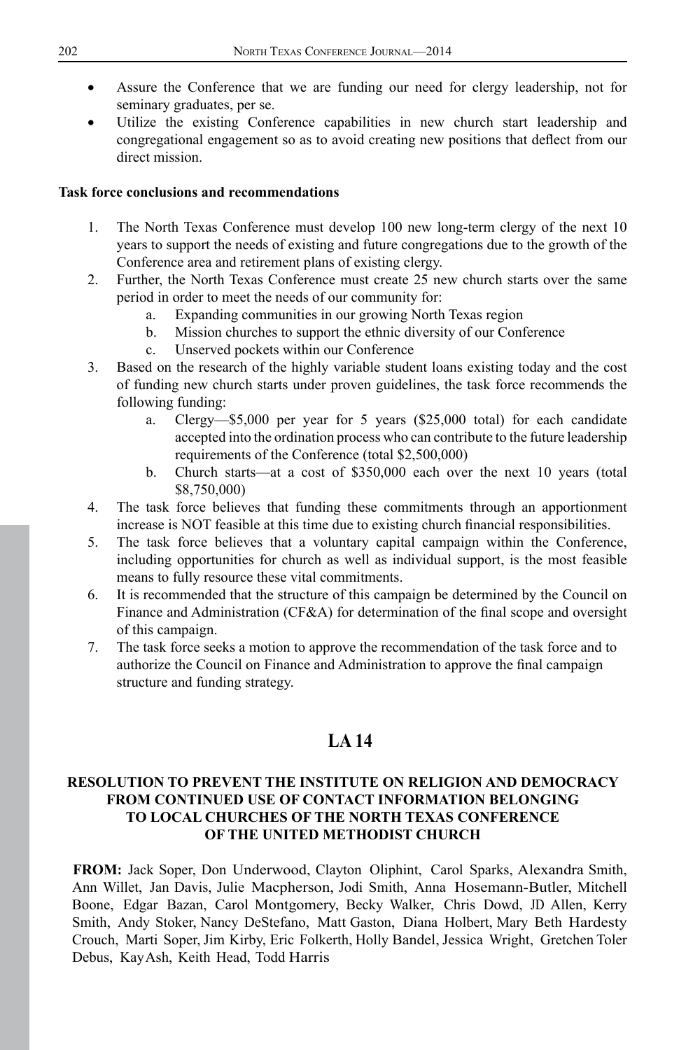- Assure the Conference that we are funding our need for clergy leadership, not for seminary graduates, per se.
- Utilize the existing Conference capabilities in new church start leadership and congregational engagement so as to avoid creating new positions that deflect from our direct mission.

**Task force conclusions and recommendations**

1. The North Texas Conference must develop 100 new long-term clergy of the next 10 years to support the needs of existing and future congregations due to the growth of the Conference area and retirement plans of existing clergy.
2. Further, the North Texas Conference must create 25 new church starts over the same period in order to meet the needs of our community for:
    a. Expanding communities in our growing North Texas region
    b. Mission churches to support the ethnic diversity of our Conference
    c. Unserved pockets within our Conference
3. Based on the research of the highly variable student loans existing today and the cost of funding new church starts under proven guidelines, the task force recommends the following funding:
    a. Clergy—$5,000 per year for 5 years ($25,000 total) for each candidate accepted into the ordination process who can contribute to the future leadership requirements of the Conference (total $2,500,000)
    b. Church starts—at a cost of $350,000 each over the next 10 years (total $8,750,000)
4. The task force believes that funding these commitments through an apportionment increase is NOT feasible at this time due to existing church financial responsibilities.
5. The task force believes that a voluntary capital campaign within the Conference, including opportunities for church as well as individual support, is the most feasible means to fully resource these vital commitments.
6. It is recommended that the structure of this campaign be determined by the Council on Finance and Administration (CF&A) for determination of the final scope and oversight of this campaign.
7. The task force seeks a motion to approve the recommendation of the task force and to authorize the Council on Finance and Administration to approve the final campaign structure and funding strategy.

## LA 14

### RESOLUTION TO PREVENT THE INSTITUTE ON RELIGION AND DEMOCRACY FROM CONTINUED USE OF CONTACT INFORMATION BELONGING TO LOCAL CHURCHES OF THE NORTH TEXAS CONFERENCE OF THE UNITED METHODIST CHURCH

**FROM:** Jack Soper, Don Underwood, Clayton Oliphint, Carol Sparks, Alexandra Smith, Ann Willet, Jan Davis, Julie Macpherson, Jodi Smith, Anna Hosemann-Butler, Mitchell Boone, Edgar Bazan, Carol Montgomery, Becky Walker, Chris Dowd, JD Allen, Kerry Smith, Andy Stoker, Nancy DeStefano, Matt Gaston, Diana Holbert, Mary Beth Hardesty Crouch, Marti Soper, Jim Kirby, Eric Folkerth, Holly Bandel, Jessica Wright, Gretchen Toler Debus, Kay Ash, Keith Head, Todd Harris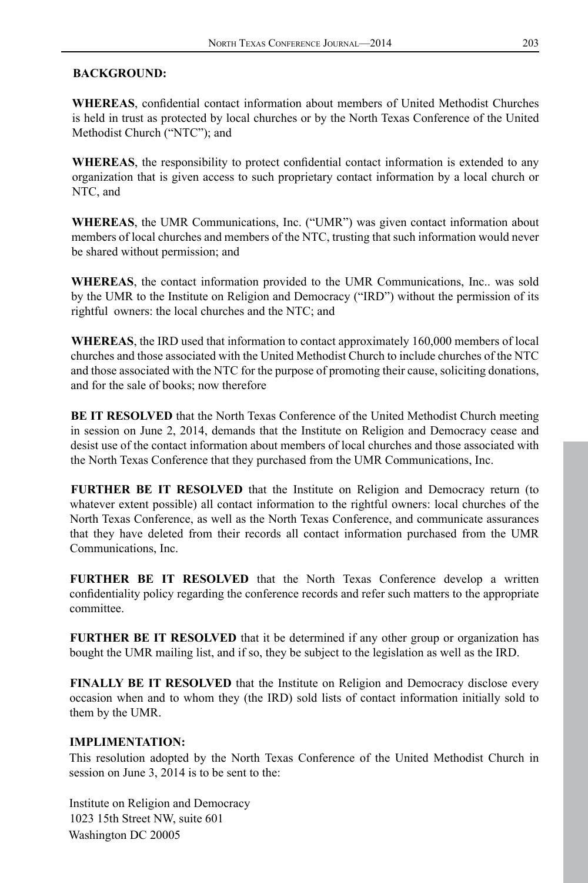**BACKGROUND:**

**WHEREAS**, confidential contact information about members of United Methodist Churches is held in trust as protected by local churches or by the North Texas Conference of the United Methodist Church ("NTC"); and

**WHEREAS**, the responsibility to protect confidential contact information is extended to any organization that is given access to such proprietary contact information by a local church or NTC, and

**WHEREAS**, the UMR Communications, Inc. ("UMR") was given contact information about members of local churches and members of the NTC, trusting that such information would never be shared without permission; and

**WHEREAS**, the contact information provided to the UMR Communications, Inc.. was sold by the UMR to the Institute on Religion and Democracy ("IRD") without the permission of its rightful owners: the local churches and the NTC; and

**WHEREAS**, the IRD used that information to contact approximately 160,000 members of local churches and those associated with the United Methodist Church to include churches of the NTC and those associated with the NTC for the purpose of promoting their cause, soliciting donations, and for the sale of books; now therefore

**BE IT RESOLVED** that the North Texas Conference of the United Methodist Church meeting in session on June 2, 2014, demands that the Institute on Religion and Democracy cease and desist use of the contact information about members of local churches and those associated with the North Texas Conference that they purchased from the UMR Communications, Inc.

**FURTHER BE IT RESOLVED** that the Institute on Religion and Democracy return (to whatever extent possible) all contact information to the rightful owners: local churches of the North Texas Conference, as well as the North Texas Conference, and communicate assurances that they have deleted from their records all contact information purchased from the UMR Communications, Inc.

**FURTHER BE IT RESOLVED** that the North Texas Conference develop a written confidentiality policy regarding the conference records and refer such matters to the appropriate committee.

**FURTHER BE IT RESOLVED** that it be determined if any other group or organization has bought the UMR mailing list, and if so, they be subject to the legislation as well as the IRD.

**FINALLY BE IT RESOLVED** that the Institute on Religion and Democracy disclose every occasion when and to whom they (the IRD) sold lists of contact information initially sold to them by the UMR.

**IMPLIMENTATION:**

This resolution adopted by the North Texas Conference of the United Methodist Church in session on June 3, 2014 is to be sent to the:

Institute on Religion and Democracy
1023 15th Street NW, suite 601
Washington DC 20005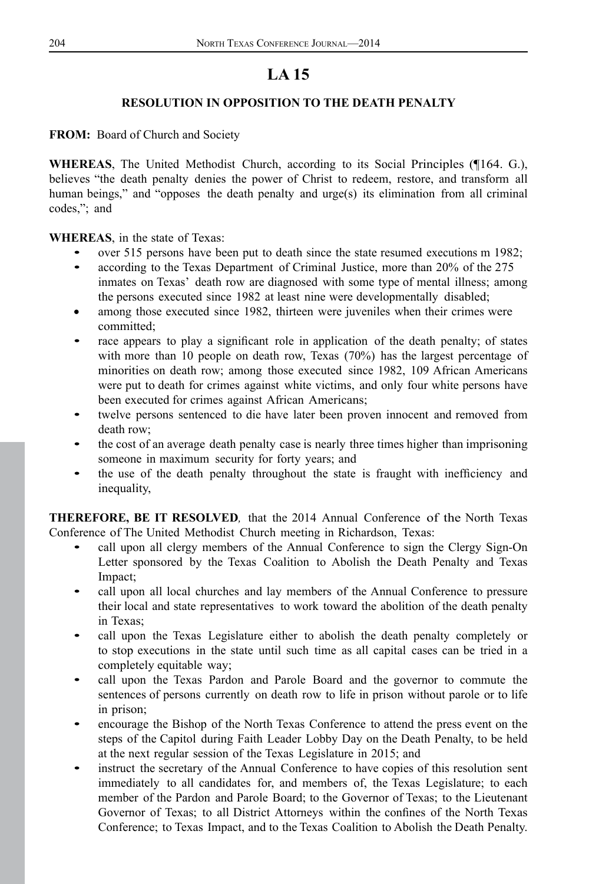# LA 15

## RESOLUTION IN OPPOSITION TO THE DEATH PENALTY

**FROM:** Board of Church and Society

**WHEREAS**, The United Methodist Church, according to its Social Principles (¶164. G.), believes "the death penalty denies the power of Christ to redeem, restore, and transform all human beings," and "opposes the death penalty and urge(s) its elimination from all criminal codes,"; and

**WHEREAS**, in the state of Texas:

- over 515 persons have been put to death since the state resumed executions m 1982;
- according to the Texas Department of Criminal Justice, more than 20% of the 275 inmates on Texas' death row are diagnosed with some type of mental illness; among the persons executed since 1982 at least nine were developmentally disabled;
- among those executed since 1982, thirteen were juveniles when their crimes were committed;
- race appears to play a significant role in application of the death penalty; of states with more than 10 people on death row, Texas (70%) has the largest percentage of minorities on death row; among those executed since 1982, 109 African Americans were put to death for crimes against white victims, and only four white persons have been executed for crimes against African Americans;
- twelve persons sentenced to die have later been proven innocent and removed from death row;
- the cost of an average death penalty case is nearly three times higher than imprisoning someone in maximum security for forty years; and
- the use of the death penalty throughout the state is fraught with inefficiency and inequality,

**THEREFORE, BE IT RESOLVED***,* that the 2014 Annual Conference of the North Texas Conference of The United Methodist Church meeting in Richardson, Texas:

- call upon all clergy members of the Annual Conference to sign the Clergy Sign-On Letter sponsored by the Texas Coalition to Abolish the Death Penalty and Texas Impact;
- call upon all local churches and lay members of the Annual Conference to pressure their local and state representatives to work toward the abolition of the death penalty in Texas;
- call upon the Texas Legislature either to abolish the death penalty completely or to stop executions in the state until such time as all capital cases can be tried in a completely equitable way;
- call upon the Texas Pardon and Parole Board and the governor to commute the sentences of persons currently on death row to life in prison without parole or to life in prison;
- encourage the Bishop of the North Texas Conference to attend the press event on the steps of the Capitol during Faith Leader Lobby Day on the Death Penalty, to be held at the next regular session of the Texas Legislature in 2015; and
- instruct the secretary of the Annual Conference to have copies of this resolution sent immediately to all candidates for, and members of, the Texas Legislature; to each member of the Pardon and Parole Board; to the Governor of Texas; to the Lieutenant Governor of Texas; to all District Attorneys within the confines of the North Texas Conference; to Texas Impact, and to the Texas Coalition to Abolish the Death Penalty.